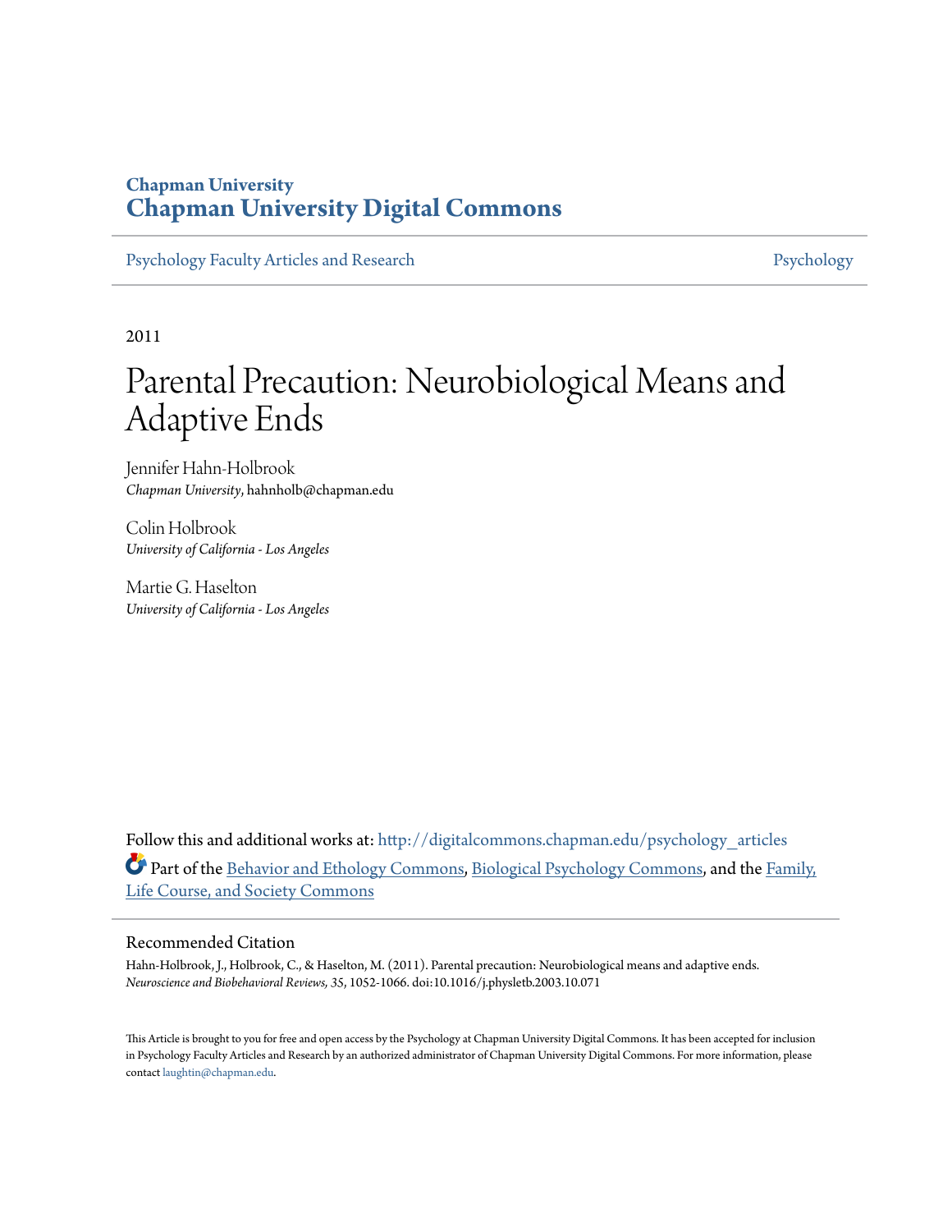Chapman University

**Chapman University Digital Commons**

Psychology Faculty Articles and Research | Psychology

2011

# Parental Precaution: Neurobiological Means and Adaptive Ends

Jennifer Hahn-Holbrook
*Chapman University*, hahnholb@chapman.edu

Colin Holbrook
*University of California - Los Angeles*

Martie G. Haselton
*University of California - Los Angeles*

Follow this and additional works at: http://digitalcommons.chapman.edu/psychology_articles

Part of the Behavior and Ethology Commons, Biological Psychology Commons, and the Family, Life Course, and Society Commons

## Recommended Citation

Hahn-Holbrook, J., Holbrook, C., & Haselton, M. (2011). Parental precaution: Neurobiological means and adaptive ends. *Neuroscience and Biobehavioral Reviews, 35*, 1052-1066. doi:10.1016/j.physletb.2003.10.071

This Article is brought to you for free and open access by the Psychology at Chapman University Digital Commons. It has been accepted for inclusion in Psychology Faculty Articles and Research by an authorized administrator of Chapman University Digital Commons. For more information, please contact laughtin@chapman.edu.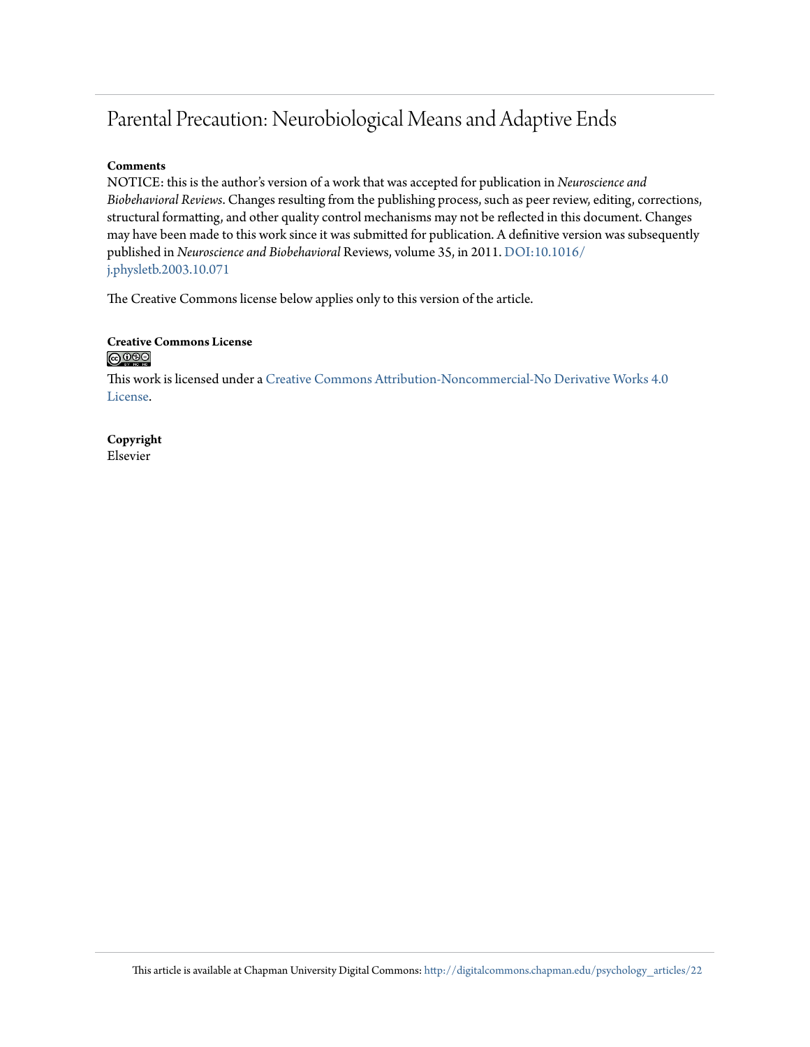# Parental Precaution: Neurobiological Means and Adaptive Ends

**Comments**

NOTICE: this is the author's version of a work that was accepted for publication in *Neuroscience and Biobehavioral Reviews*. Changes resulting from the publishing process, such as peer review, editing, corrections, structural formatting, and other quality control mechanisms may not be reflected in this document. Changes may have been made to this work since it was submitted for publication. A definitive version was subsequently published in *Neuroscience and Biobehavioral* Reviews, volume 35, in 2011. DOI:10.1016/j.physletb.2003.10.071

The Creative Commons license below applies only to this version of the article.

**Creative Commons License**

This work is licensed under a Creative Commons Attribution-Noncommercial-No Derivative Works 4.0 License.

**Copyright**

Elsevier

This article is available at Chapman University Digital Commons: http://digitalcommons.chapman.edu/psychology_articles/22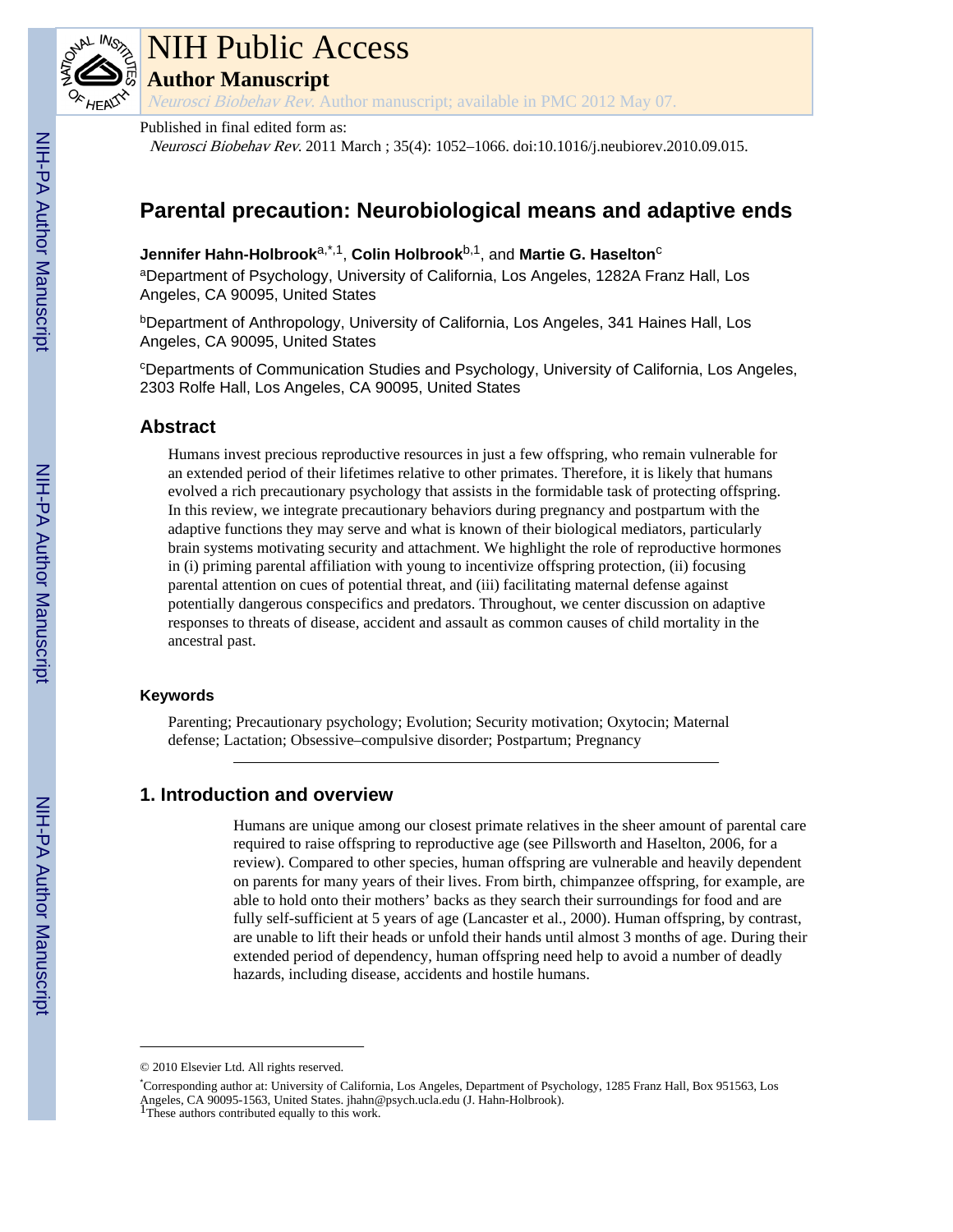# Parental precaution: Neurobiological means and adaptive ends

**Jennifer Hahn-Holbrook**[a,*,1], **Colin Holbrook**[b,1], and **Martie G. Haselton**[c]

[a]Department of Psychology, University of California, Los Angeles, 1282A Franz Hall, Los Angeles, CA 90095, United States

[b]Department of Anthropology, University of California, Los Angeles, 341 Haines Hall, Los Angeles, CA 90095, United States

[c]Departments of Communication Studies and Psychology, University of California, Los Angeles, 2303 Rolfe Hall, Los Angeles, CA 90095, United States

Published in final edited form as: *Neurosci Biobehav Rev.* 2011 March ; 35(4): 1052–1066. doi:10.1016/j.neubiorev.2010.09.015.

## Abstract

Humans invest precious reproductive resources in just a few offspring, who remain vulnerable for an extended period of their lifetimes relative to other primates. Therefore, it is likely that humans evolved a rich precautionary psychology that assists in the formidable task of protecting offspring. In this review, we integrate precautionary behaviors during pregnancy and postpartum with the adaptive functions they may serve and what is known of their biological mediators, particularly brain systems motivating security and attachment. We highlight the role of reproductive hormones in (i) priming parental affiliation with young to incentivize offspring protection, (ii) focusing parental attention on cues of potential threat, and (iii) facilitating maternal defense against potentially dangerous conspecifics and predators. Throughout, we center discussion on adaptive responses to threats of disease, accident and assault as common causes of child mortality in the ancestral past.

### Keywords

Parenting; Precautionary psychology; Evolution; Security motivation; Oxytocin; Maternal defense; Lactation; Obsessive–compulsive disorder; Postpartum; Pregnancy

## 1. Introduction and overview

Humans are unique among our closest primate relatives in the sheer amount of parental care required to raise offspring to reproductive age (see Pillsworth and Haselton, 2006, for a review). Compared to other species, human offspring are vulnerable and heavily dependent on parents for many years of their lives. From birth, chimpanzee offspring, for example, are able to hold onto their mothers' backs as they search their surroundings for food and are fully self-sufficient at 5 years of age (Lancaster et al., 2000). Human offspring, by contrast, are unable to lift their heads or unfold their hands until almost 3 months of age. During their extended period of dependency, human offspring need help to avoid a number of deadly hazards, including disease, accidents and hostile humans.

© 2010 Elsevier Ltd. All rights reserved.

*Corresponding author at: University of California, Los Angeles, Department of Psychology, 1285 Franz Hall, Box 951563, Los Angeles, CA 90095-1563, United States. jhahn@psych.ucla.edu (J. Hahn-Holbrook).

[1]These authors contributed equally to this work.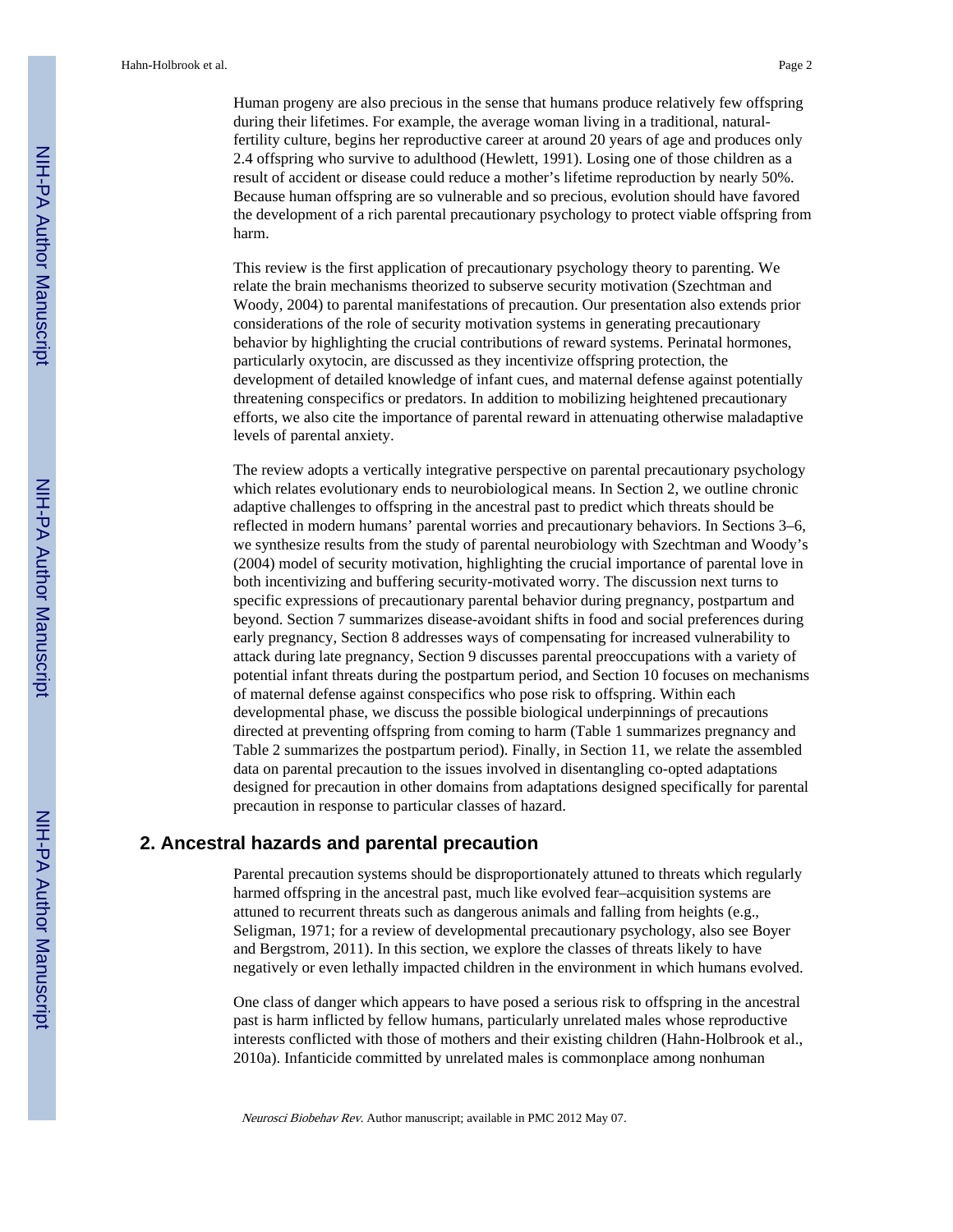Human progeny are also precious in the sense that humans produce relatively few offspring during their lifetimes. For example, the average woman living in a traditional, natural-fertility culture, begins her reproductive career at around 20 years of age and produces only 2.4 offspring who survive to adulthood (Hewlett, 1991). Losing one of those children as a result of accident or disease could reduce a mother's lifetime reproduction by nearly 50%. Because human offspring are so vulnerable and so precious, evolution should have favored the development of a rich parental precautionary psychology to protect viable offspring from harm.

This review is the first application of precautionary psychology theory to parenting. We relate the brain mechanisms theorized to subserve security motivation (Szechtman and Woody, 2004) to parental manifestations of precaution. Our presentation also extends prior considerations of the role of security motivation systems in generating precautionary behavior by highlighting the crucial contributions of reward systems. Perinatal hormones, particularly oxytocin, are discussed as they incentivize offspring protection, the development of detailed knowledge of infant cues, and maternal defense against potentially threatening conspecifics or predators. In addition to mobilizing heightened precautionary efforts, we also cite the importance of parental reward in attenuating otherwise maladaptive levels of parental anxiety.

The review adopts a vertically integrative perspective on parental precautionary psychology which relates evolutionary ends to neurobiological means. In Section 2, we outline chronic adaptive challenges to offspring in the ancestral past to predict which threats should be reflected in modern humans' parental worries and precautionary behaviors. In Sections 3–6, we synthesize results from the study of parental neurobiology with Szechtman and Woody's (2004) model of security motivation, highlighting the crucial importance of parental love in both incentivizing and buffering security-motivated worry. The discussion next turns to specific expressions of precautionary parental behavior during pregnancy, postpartum and beyond. Section 7 summarizes disease-avoidant shifts in food and social preferences during early pregnancy, Section 8 addresses ways of compensating for increased vulnerability to attack during late pregnancy, Section 9 discusses parental preoccupations with a variety of potential infant threats during the postpartum period, and Section 10 focuses on mechanisms of maternal defense against conspecifics who pose risk to offspring. Within each developmental phase, we discuss the possible biological underpinnings of precautions directed at preventing offspring from coming to harm (Table 1 summarizes pregnancy and Table 2 summarizes the postpartum period). Finally, in Section 11, we relate the assembled data on parental precaution to the issues involved in disentangling co-opted adaptations designed for precaution in other domains from adaptations designed specifically for parental precaution in response to particular classes of hazard.

## 2. Ancestral hazards and parental precaution

Parental precaution systems should be disproportionately attuned to threats which regularly harmed offspring in the ancestral past, much like evolved fear–acquisition systems are attuned to recurrent threats such as dangerous animals and falling from heights (e.g., Seligman, 1971; for a review of developmental precautionary psychology, also see Boyer and Bergstrom, 2011). In this section, we explore the classes of threats likely to have negatively or even lethally impacted children in the environment in which humans evolved.

One class of danger which appears to have posed a serious risk to offspring in the ancestral past is harm inflicted by fellow humans, particularly unrelated males whose reproductive interests conflicted with those of mothers and their existing children (Hahn-Holbrook et al., 2010a). Infanticide committed by unrelated males is commonplace among nonhuman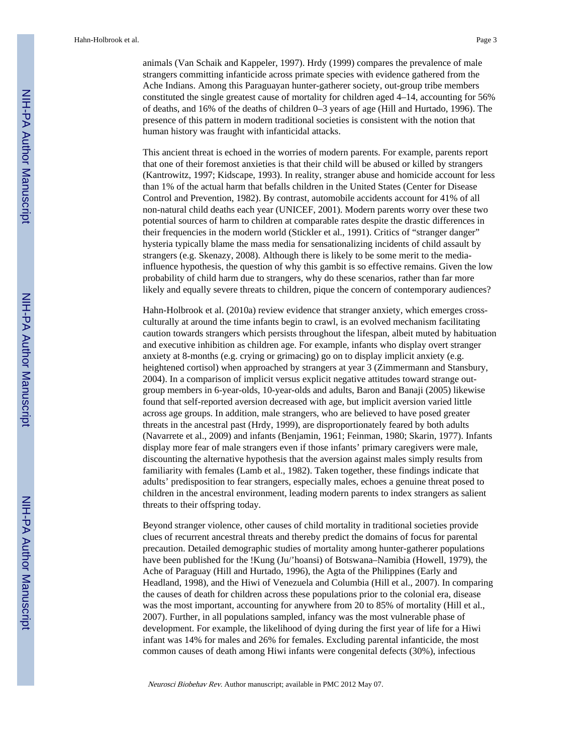animals (Van Schaik and Kappeler, 1997). Hrdy (1999) compares the prevalence of male strangers committing infanticide across primate species with evidence gathered from the Ache Indians. Among this Paraguayan hunter-gatherer society, out-group tribe members constituted the single greatest cause of mortality for children aged 4–14, accounting for 56% of deaths, and 16% of the deaths of children 0–3 years of age (Hill and Hurtado, 1996). The presence of this pattern in modern traditional societies is consistent with the notion that human history was fraught with infanticidal attacks.

This ancient threat is echoed in the worries of modern parents. For example, parents report that one of their foremost anxieties is that their child will be abused or killed by strangers (Kantrowitz, 1997; Kidscape, 1993). In reality, stranger abuse and homicide account for less than 1% of the actual harm that befalls children in the United States (Center for Disease Control and Prevention, 1982). By contrast, automobile accidents account for 41% of all non-natural child deaths each year (UNICEF, 2001). Modern parents worry over these two potential sources of harm to children at comparable rates despite the drastic differences in their frequencies in the modern world (Stickler et al., 1991). Critics of "stranger danger" hysteria typically blame the mass media for sensationalizing incidents of child assault by strangers (e.g. Skenazy, 2008). Although there is likely to be some merit to the media-influence hypothesis, the question of why this gambit is so effective remains. Given the low probability of child harm due to strangers, why do these scenarios, rather than far more likely and equally severe threats to children, pique the concern of contemporary audiences?

Hahn-Holbrook et al. (2010a) review evidence that stranger anxiety, which emerges cross-culturally at around the time infants begin to crawl, is an evolved mechanism facilitating caution towards strangers which persists throughout the lifespan, albeit muted by habituation and executive inhibition as children age. For example, infants who display overt stranger anxiety at 8-months (e.g. crying or grimacing) go on to display implicit anxiety (e.g. heightened cortisol) when approached by strangers at year 3 (Zimmermann and Stansbury, 2004). In a comparison of implicit versus explicit negative attitudes toward strange out-group members in 6-year-olds, 10-year-olds and adults, Baron and Banaji (2005) likewise found that self-reported aversion decreased with age, but implicit aversion varied little across age groups. In addition, male strangers, who are believed to have posed greater threats in the ancestral past (Hrdy, 1999), are disproportionately feared by both adults (Navarrete et al., 2009) and infants (Benjamin, 1961; Feinman, 1980; Skarin, 1977). Infants display more fear of male strangers even if those infants' primary caregivers were male, discounting the alternative hypothesis that the aversion against males simply results from familiarity with females (Lamb et al., 1982). Taken together, these findings indicate that adults' predisposition to fear strangers, especially males, echoes a genuine threat posed to children in the ancestral environment, leading modern parents to index strangers as salient threats to their offspring today.

Beyond stranger violence, other causes of child mortality in traditional societies provide clues of recurrent ancestral threats and thereby predict the domains of focus for parental precaution. Detailed demographic studies of mortality among hunter-gatherer populations have been published for the !Kung (Ju/'hoansi) of Botswana–Namibia (Howell, 1979), the Ache of Paraguay (Hill and Hurtado, 1996), the Agta of the Philippines (Early and Headland, 1998), and the Hiwi of Venezuela and Columbia (Hill et al., 2007). In comparing the causes of death for children across these populations prior to the colonial era, disease was the most important, accounting for anywhere from 20 to 85% of mortality (Hill et al., 2007). Further, in all populations sampled, infancy was the most vulnerable phase of development. For example, the likelihood of dying during the first year of life for a Hiwi infant was 14% for males and 26% for females. Excluding parental infanticide, the most common causes of death among Hiwi infants were congenital defects (30%), infectious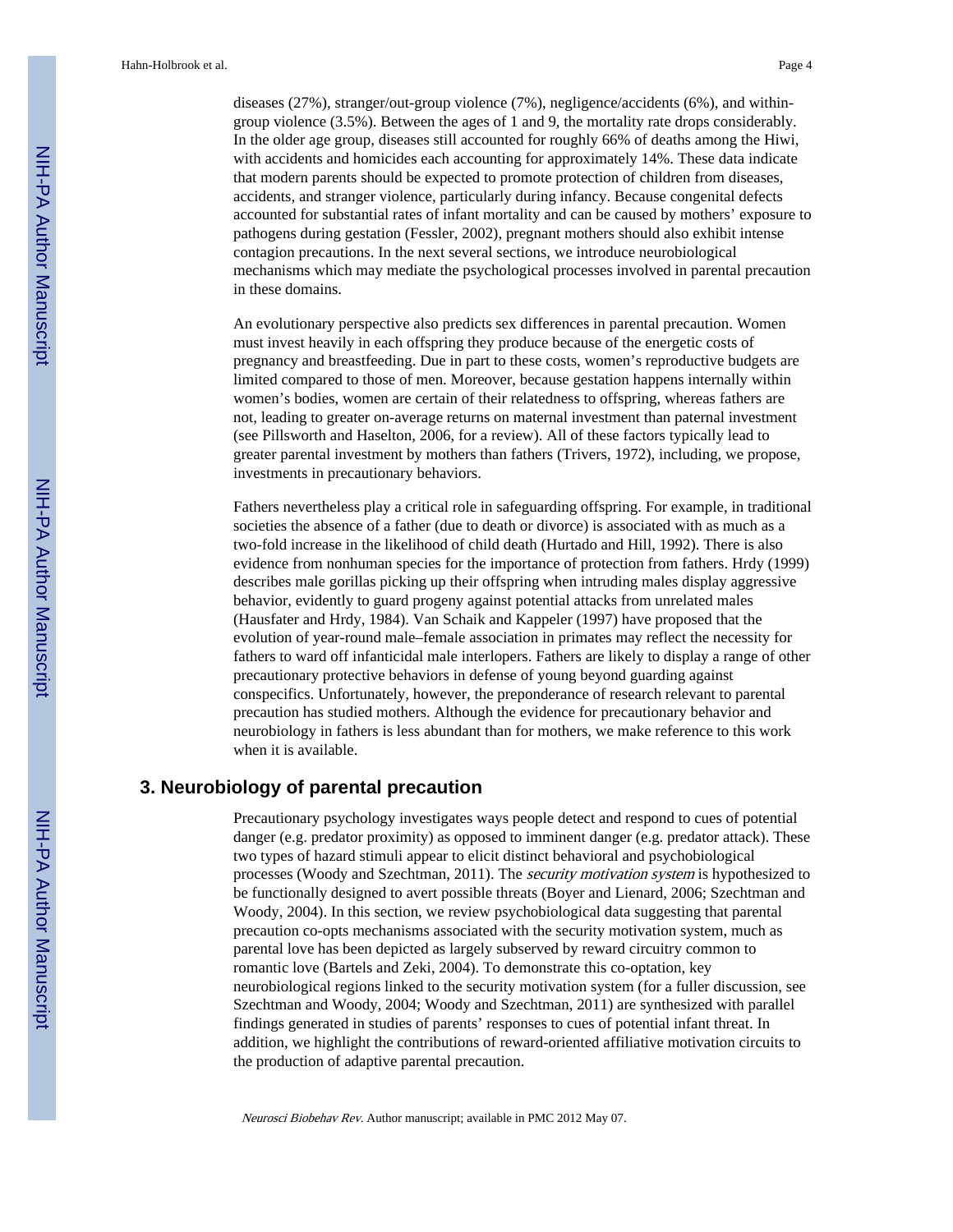diseases (27%), stranger/out-group violence (7%), negligence/accidents (6%), and within-group violence (3.5%). Between the ages of 1 and 9, the mortality rate drops considerably. In the older age group, diseases still accounted for roughly 66% of deaths among the Hiwi, with accidents and homicides each accounting for approximately 14%. These data indicate that modern parents should be expected to promote protection of children from diseases, accidents, and stranger violence, particularly during infancy. Because congenital defects accounted for substantial rates of infant mortality and can be caused by mothers' exposure to pathogens during gestation (Fessler, 2002), pregnant mothers should also exhibit intense contagion precautions. In the next several sections, we introduce neurobiological mechanisms which may mediate the psychological processes involved in parental precaution in these domains.

An evolutionary perspective also predicts sex differences in parental precaution. Women must invest heavily in each offspring they produce because of the energetic costs of pregnancy and breastfeeding. Due in part to these costs, women's reproductive budgets are limited compared to those of men. Moreover, because gestation happens internally within women's bodies, women are certain of their relatedness to offspring, whereas fathers are not, leading to greater on-average returns on maternal investment than paternal investment (see Pillsworth and Haselton, 2006, for a review). All of these factors typically lead to greater parental investment by mothers than fathers (Trivers, 1972), including, we propose, investments in precautionary behaviors.

Fathers nevertheless play a critical role in safeguarding offspring. For example, in traditional societies the absence of a father (due to death or divorce) is associated with as much as a two-fold increase in the likelihood of child death (Hurtado and Hill, 1992). There is also evidence from nonhuman species for the importance of protection from fathers. Hrdy (1999) describes male gorillas picking up their offspring when intruding males display aggressive behavior, evidently to guard progeny against potential attacks from unrelated males (Hausfater and Hrdy, 1984). Van Schaik and Kappeler (1997) have proposed that the evolution of year-round male–female association in primates may reflect the necessity for fathers to ward off infanticidal male interlopers. Fathers are likely to display a range of other precautionary protective behaviors in defense of young beyond guarding against conspecifics. Unfortunately, however, the preponderance of research relevant to parental precaution has studied mothers. Although the evidence for precautionary behavior and neurobiology in fathers is less abundant than for mothers, we make reference to this work when it is available.

## 3. Neurobiology of parental precaution

Precautionary psychology investigates ways people detect and respond to cues of potential danger (e.g. predator proximity) as opposed to imminent danger (e.g. predator attack). These two types of hazard stimuli appear to elicit distinct behavioral and psychobiological processes (Woody and Szechtman, 2011). The *security motivation system* is hypothesized to be functionally designed to avert possible threats (Boyer and Lienard, 2006; Szechtman and Woody, 2004). In this section, we review psychobiological data suggesting that parental precaution co-opts mechanisms associated with the security motivation system, much as parental love has been depicted as largely subserved by reward circuitry common to romantic love (Bartels and Zeki, 2004). To demonstrate this co-optation, key neurobiological regions linked to the security motivation system (for a fuller discussion, see Szechtman and Woody, 2004; Woody and Szechtman, 2011) are synthesized with parallel findings generated in studies of parents' responses to cues of potential infant threat. In addition, we highlight the contributions of reward-oriented affiliative motivation circuits to the production of adaptive parental precaution.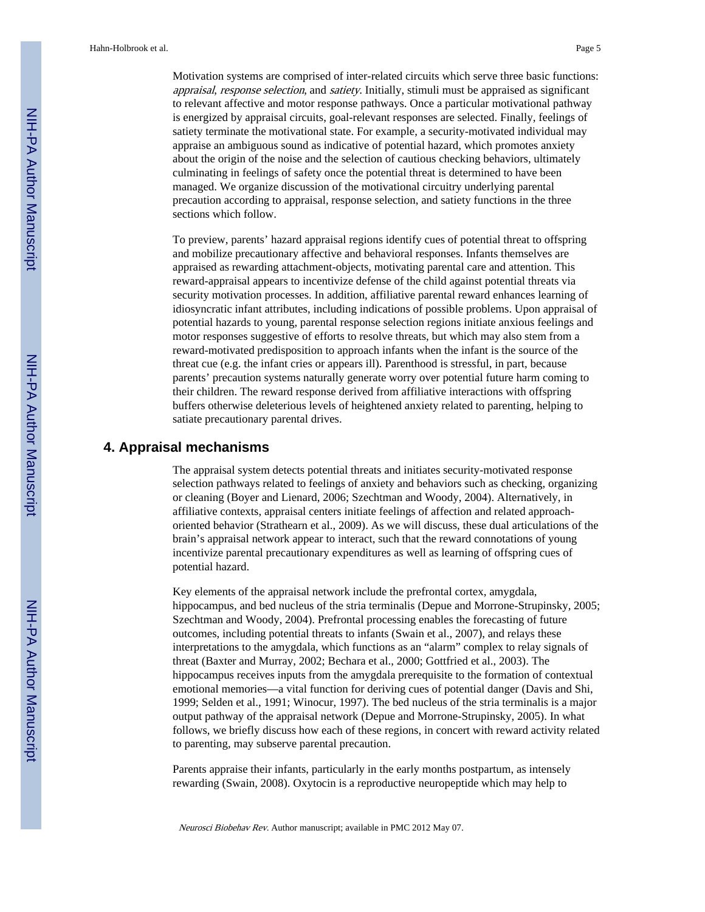Motivation systems are comprised of inter-related circuits which serve three basic functions: *appraisal*, *response selection*, and *satiety*. Initially, stimuli must be appraised as significant to relevant affective and motor response pathways. Once a particular motivational pathway is energized by appraisal circuits, goal-relevant responses are selected. Finally, feelings of satiety terminate the motivational state. For example, a security-motivated individual may appraise an ambiguous sound as indicative of potential hazard, which promotes anxiety about the origin of the noise and the selection of cautious checking behaviors, ultimately culminating in feelings of safety once the potential threat is determined to have been managed. We organize discussion of the motivational circuitry underlying parental precaution according to appraisal, response selection, and satiety functions in the three sections which follow.

To preview, parents' hazard appraisal regions identify cues of potential threat to offspring and mobilize precautionary affective and behavioral responses. Infants themselves are appraised as rewarding attachment-objects, motivating parental care and attention. This reward-appraisal appears to incentivize defense of the child against potential threats via security motivation processes. In addition, affiliative parental reward enhances learning of idiosyncratic infant attributes, including indications of possible problems. Upon appraisal of potential hazards to young, parental response selection regions initiate anxious feelings and motor responses suggestive of efforts to resolve threats, but which may also stem from a reward-motivated predisposition to approach infants when the infant is the source of the threat cue (e.g. the infant cries or appears ill). Parenthood is stressful, in part, because parents' precaution systems naturally generate worry over potential future harm coming to their children. The reward response derived from affiliative interactions with offspring buffers otherwise deleterious levels of heightened anxiety related to parenting, helping to satiate precautionary parental drives.

## 4. Appraisal mechanisms

The appraisal system detects potential threats and initiates security-motivated response selection pathways related to feelings of anxiety and behaviors such as checking, organizing or cleaning (Boyer and Lienard, 2006; Szechtman and Woody, 2004). Alternatively, in affiliative contexts, appraisal centers initiate feelings of affection and related approach-oriented behavior (Strathearn et al., 2009). As we will discuss, these dual articulations of the brain's appraisal network appear to interact, such that the reward connotations of young incentivize parental precautionary expenditures as well as learning of offspring cues of potential hazard.

Key elements of the appraisal network include the prefrontal cortex, amygdala, hippocampus, and bed nucleus of the stria terminalis (Depue and Morrone-Strupinsky, 2005; Szechtman and Woody, 2004). Prefrontal processing enables the forecasting of future outcomes, including potential threats to infants (Swain et al., 2007), and relays these interpretations to the amygdala, which functions as an "alarm" complex to relay signals of threat (Baxter and Murray, 2002; Bechara et al., 2000; Gottfried et al., 2003). The hippocampus receives inputs from the amygdala prerequisite to the formation of contextual emotional memories—a vital function for deriving cues of potential danger (Davis and Shi, 1999; Selden et al., 1991; Winocur, 1997). The bed nucleus of the stria terminalis is a major output pathway of the appraisal network (Depue and Morrone-Strupinsky, 2005). In what follows, we briefly discuss how each of these regions, in concert with reward activity related to parenting, may subserve parental precaution.

Parents appraise their infants, particularly in the early months postpartum, as intensely rewarding (Swain, 2008). Oxytocin is a reproductive neuropeptide which may help to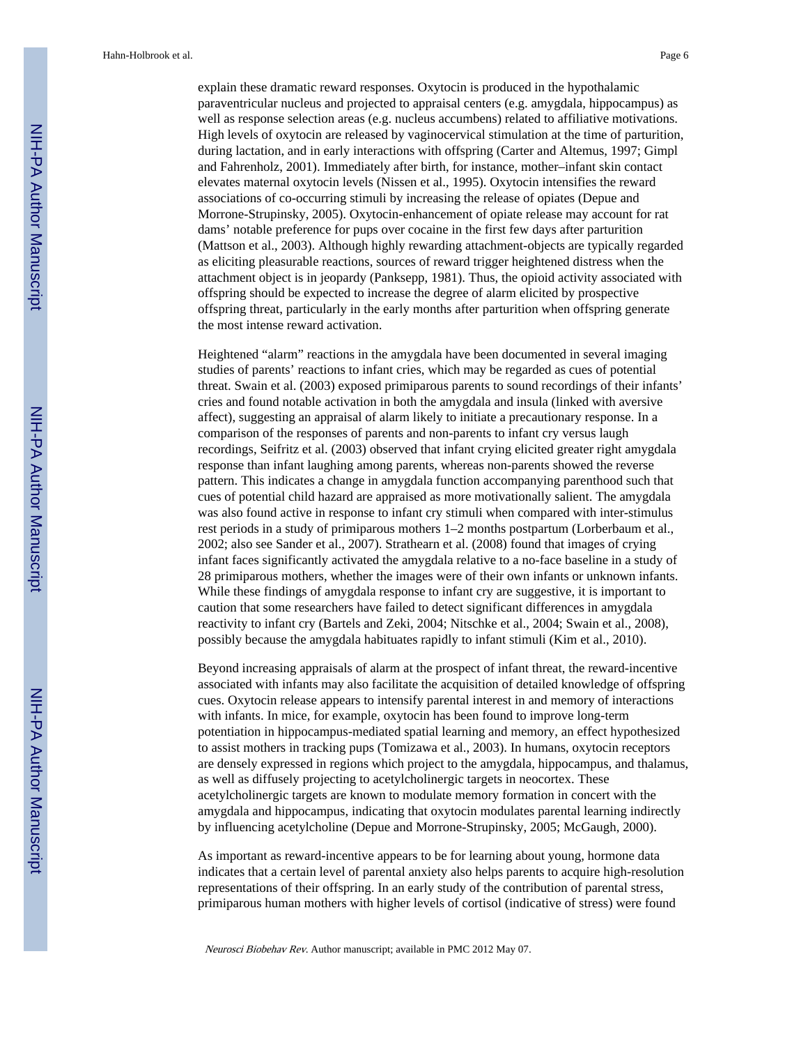explain these dramatic reward responses. Oxytocin is produced in the hypothalamic paraventricular nucleus and projected to appraisal centers (e.g. amygdala, hippocampus) as well as response selection areas (e.g. nucleus accumbens) related to affiliative motivations. High levels of oxytocin are released by vaginocervical stimulation at the time of parturition, during lactation, and in early interactions with offspring (Carter and Altemus, 1997; Gimpl and Fahrenholz, 2001). Immediately after birth, for instance, mother–infant skin contact elevates maternal oxytocin levels (Nissen et al., 1995). Oxytocin intensifies the reward associations of co-occurring stimuli by increasing the release of opiates (Depue and Morrone-Strupinsky, 2005). Oxytocin-enhancement of opiate release may account for rat dams' notable preference for pups over cocaine in the first few days after parturition (Mattson et al., 2003). Although highly rewarding attachment-objects are typically regarded as eliciting pleasurable reactions, sources of reward trigger heightened distress when the attachment object is in jeopardy (Panksepp, 1981). Thus, the opioid activity associated with offspring should be expected to increase the degree of alarm elicited by prospective offspring threat, particularly in the early months after parturition when offspring generate the most intense reward activation.

Heightened "alarm" reactions in the amygdala have been documented in several imaging studies of parents' reactions to infant cries, which may be regarded as cues of potential threat. Swain et al. (2003) exposed primiparous parents to sound recordings of their infants' cries and found notable activation in both the amygdala and insula (linked with aversive affect), suggesting an appraisal of alarm likely to initiate a precautionary response. In a comparison of the responses of parents and non-parents to infant cry versus laugh recordings, Seifritz et al. (2003) observed that infant crying elicited greater right amygdala response than infant laughing among parents, whereas non-parents showed the reverse pattern. This indicates a change in amygdala function accompanying parenthood such that cues of potential child hazard are appraised as more motivationally salient. The amygdala was also found active in response to infant cry stimuli when compared with inter-stimulus rest periods in a study of primiparous mothers 1–2 months postpartum (Lorberbaum et al., 2002; also see Sander et al., 2007). Strathearn et al. (2008) found that images of crying infant faces significantly activated the amygdala relative to a no-face baseline in a study of 28 primiparous mothers, whether the images were of their own infants or unknown infants. While these findings of amygdala response to infant cry are suggestive, it is important to caution that some researchers have failed to detect significant differences in amygdala reactivity to infant cry (Bartels and Zeki, 2004; Nitschke et al., 2004; Swain et al., 2008), possibly because the amygdala habituates rapidly to infant stimuli (Kim et al., 2010).

Beyond increasing appraisals of alarm at the prospect of infant threat, the reward-incentive associated with infants may also facilitate the acquisition of detailed knowledge of offspring cues. Oxytocin release appears to intensify parental interest in and memory of interactions with infants. In mice, for example, oxytocin has been found to improve long-term potentiation in hippocampus-mediated spatial learning and memory, an effect hypothesized to assist mothers in tracking pups (Tomizawa et al., 2003). In humans, oxytocin receptors are densely expressed in regions which project to the amygdala, hippocampus, and thalamus, as well as diffusely projecting to acetylcholinergic targets in neocortex. These acetylcholinergic targets are known to modulate memory formation in concert with the amygdala and hippocampus, indicating that oxytocin modulates parental learning indirectly by influencing acetylcholine (Depue and Morrone-Strupinsky, 2005; McGaugh, 2000).

As important as reward-incentive appears to be for learning about young, hormone data indicates that a certain level of parental anxiety also helps parents to acquire high-resolution representations of their offspring. In an early study of the contribution of parental stress, primiparous human mothers with higher levels of cortisol (indicative of stress) were found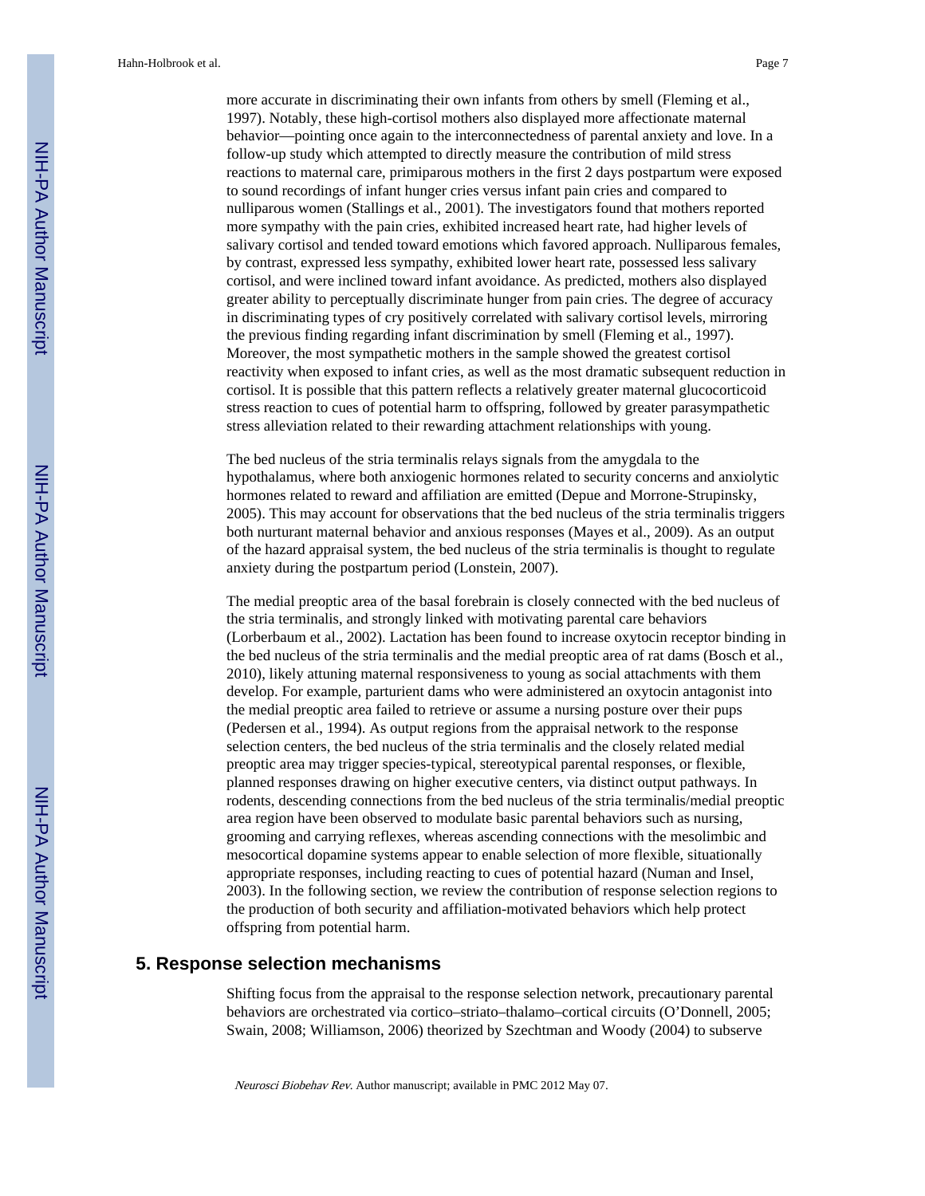more accurate in discriminating their own infants from others by smell (Fleming et al., 1997). Notably, these high-cortisol mothers also displayed more affectionate maternal behavior—pointing once again to the interconnectedness of parental anxiety and love. In a follow-up study which attempted to directly measure the contribution of mild stress reactions to maternal care, primiparous mothers in the first 2 days postpartum were exposed to sound recordings of infant hunger cries versus infant pain cries and compared to nulliparous women (Stallings et al., 2001). The investigators found that mothers reported more sympathy with the pain cries, exhibited increased heart rate, had higher levels of salivary cortisol and tended toward emotions which favored approach. Nulliparous females, by contrast, expressed less sympathy, exhibited lower heart rate, possessed less salivary cortisol, and were inclined toward infant avoidance. As predicted, mothers also displayed greater ability to perceptually discriminate hunger from pain cries. The degree of accuracy in discriminating types of cry positively correlated with salivary cortisol levels, mirroring the previous finding regarding infant discrimination by smell (Fleming et al., 1997). Moreover, the most sympathetic mothers in the sample showed the greatest cortisol reactivity when exposed to infant cries, as well as the most dramatic subsequent reduction in cortisol. It is possible that this pattern reflects a relatively greater maternal glucocorticoid stress reaction to cues of potential harm to offspring, followed by greater parasympathetic stress alleviation related to their rewarding attachment relationships with young.

The bed nucleus of the stria terminalis relays signals from the amygdala to the hypothalamus, where both anxiogenic hormones related to security concerns and anxiolytic hormones related to reward and affiliation are emitted (Depue and Morrone-Strupinsky, 2005). This may account for observations that the bed nucleus of the stria terminalis triggers both nurturant maternal behavior and anxious responses (Mayes et al., 2009). As an output of the hazard appraisal system, the bed nucleus of the stria terminalis is thought to regulate anxiety during the postpartum period (Lonstein, 2007).

The medial preoptic area of the basal forebrain is closely connected with the bed nucleus of the stria terminalis, and strongly linked with motivating parental care behaviors (Lorberbaum et al., 2002). Lactation has been found to increase oxytocin receptor binding in the bed nucleus of the stria terminalis and the medial preoptic area of rat dams (Bosch et al., 2010), likely attuning maternal responsiveness to young as social attachments with them develop. For example, parturient dams who were administered an oxytocin antagonist into the medial preoptic area failed to retrieve or assume a nursing posture over their pups (Pedersen et al., 1994). As output regions from the appraisal network to the response selection centers, the bed nucleus of the stria terminalis and the closely related medial preoptic area may trigger species-typical, stereotypical parental responses, or flexible, planned responses drawing on higher executive centers, via distinct output pathways. In rodents, descending connections from the bed nucleus of the stria terminalis/medial preoptic area region have been observed to modulate basic parental behaviors such as nursing, grooming and carrying reflexes, whereas ascending connections with the mesolimbic and mesocortical dopamine systems appear to enable selection of more flexible, situationally appropriate responses, including reacting to cues of potential hazard (Numan and Insel, 2003). In the following section, we review the contribution of response selection regions to the production of both security and affiliation-motivated behaviors which help protect offspring from potential harm.

## 5. Response selection mechanisms

Shifting focus from the appraisal to the response selection network, precautionary parental behaviors are orchestrated via cortico–striato–thalamo–cortical circuits (O'Donnell, 2005; Swain, 2008; Williamson, 2006) theorized by Szechtman and Woody (2004) to subserve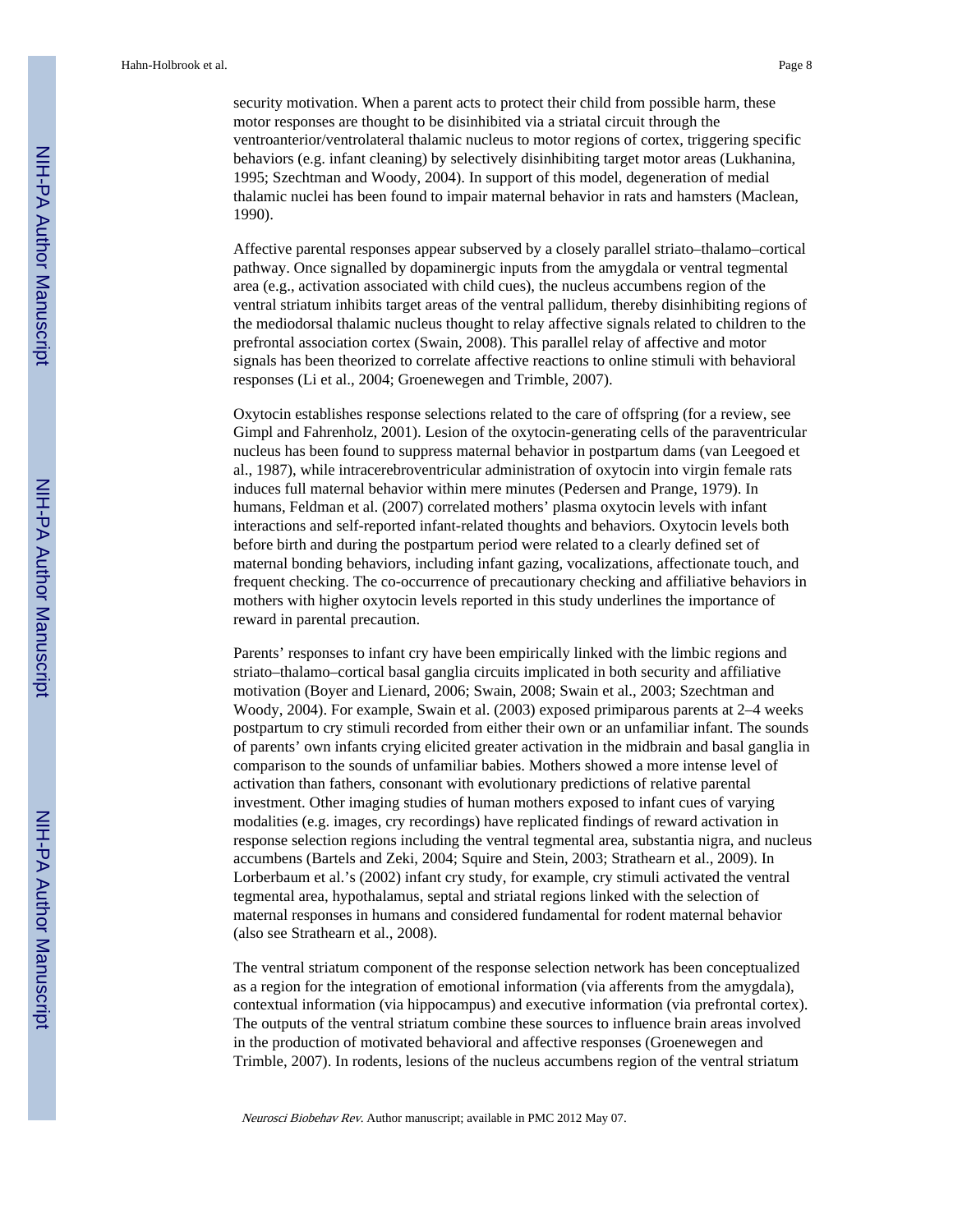security motivation. When a parent acts to protect their child from possible harm, these motor responses are thought to be disinhibited via a striatal circuit through the ventroanterior/ventrolateral thalamic nucleus to motor regions of cortex, triggering specific behaviors (e.g. infant cleaning) by selectively disinhibiting target motor areas (Lukhanina, 1995; Szechtman and Woody, 2004). In support of this model, degeneration of medial thalamic nuclei has been found to impair maternal behavior in rats and hamsters (Maclean, 1990).

Affective parental responses appear subserved by a closely parallel striato–thalamo–cortical pathway. Once signalled by dopaminergic inputs from the amygdala or ventral tegmental area (e.g., activation associated with child cues), the nucleus accumbens region of the ventral striatum inhibits target areas of the ventral pallidum, thereby disinhibiting regions of the mediodorsal thalamic nucleus thought to relay affective signals related to children to the prefrontal association cortex (Swain, 2008). This parallel relay of affective and motor signals has been theorized to correlate affective reactions to online stimuli with behavioral responses (Li et al., 2004; Groenewegen and Trimble, 2007).

Oxytocin establishes response selections related to the care of offspring (for a review, see Gimpl and Fahrenholz, 2001). Lesion of the oxytocin-generating cells of the paraventricular nucleus has been found to suppress maternal behavior in postpartum dams (van Leegoed et al., 1987), while intracerebroventricular administration of oxytocin into virgin female rats induces full maternal behavior within mere minutes (Pedersen and Prange, 1979). In humans, Feldman et al. (2007) correlated mothers' plasma oxytocin levels with infant interactions and self-reported infant-related thoughts and behaviors. Oxytocin levels both before birth and during the postpartum period were related to a clearly defined set of maternal bonding behaviors, including infant gazing, vocalizations, affectionate touch, and frequent checking. The co-occurrence of precautionary checking and affiliative behaviors in mothers with higher oxytocin levels reported in this study underlines the importance of reward in parental precaution.

Parents' responses to infant cry have been empirically linked with the limbic regions and striato–thalamo–cortical basal ganglia circuits implicated in both security and affiliative motivation (Boyer and Lienard, 2006; Swain, 2008; Swain et al., 2003; Szechtman and Woody, 2004). For example, Swain et al. (2003) exposed primiparous parents at 2–4 weeks postpartum to cry stimuli recorded from either their own or an unfamiliar infant. The sounds of parents' own infants crying elicited greater activation in the midbrain and basal ganglia in comparison to the sounds of unfamiliar babies. Mothers showed a more intense level of activation than fathers, consonant with evolutionary predictions of relative parental investment. Other imaging studies of human mothers exposed to infant cues of varying modalities (e.g. images, cry recordings) have replicated findings of reward activation in response selection regions including the ventral tegmental area, substantia nigra, and nucleus accumbens (Bartels and Zeki, 2004; Squire and Stein, 2003; Strathearn et al., 2009). In Lorberbaum et al.'s (2002) infant cry study, for example, cry stimuli activated the ventral tegmental area, hypothalamus, septal and striatal regions linked with the selection of maternal responses in humans and considered fundamental for rodent maternal behavior (also see Strathearn et al., 2008).

The ventral striatum component of the response selection network has been conceptualized as a region for the integration of emotional information (via afferents from the amygdala), contextual information (via hippocampus) and executive information (via prefrontal cortex). The outputs of the ventral striatum combine these sources to influence brain areas involved in the production of motivated behavioral and affective responses (Groenewegen and Trimble, 2007). In rodents, lesions of the nucleus accumbens region of the ventral striatum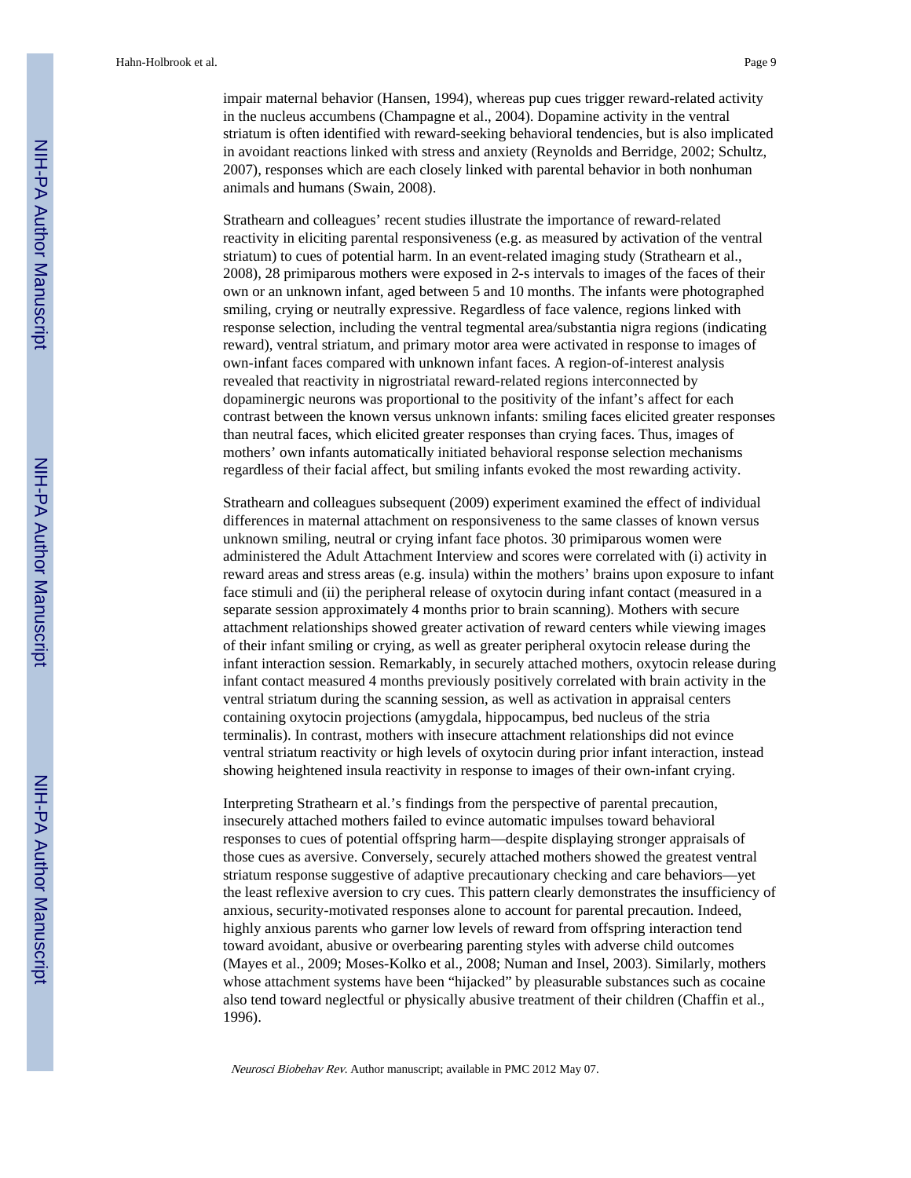impair maternal behavior (Hansen, 1994), whereas pup cues trigger reward-related activity in the nucleus accumbens (Champagne et al., 2004). Dopamine activity in the ventral striatum is often identified with reward-seeking behavioral tendencies, but is also implicated in avoidant reactions linked with stress and anxiety (Reynolds and Berridge, 2002; Schultz, 2007), responses which are each closely linked with parental behavior in both nonhuman animals and humans (Swain, 2008).

Strathearn and colleagues' recent studies illustrate the importance of reward-related reactivity in eliciting parental responsiveness (e.g. as measured by activation of the ventral striatum) to cues of potential harm. In an event-related imaging study (Strathearn et al., 2008), 28 primiparous mothers were exposed in 2-s intervals to images of the faces of their own or an unknown infant, aged between 5 and 10 months. The infants were photographed smiling, crying or neutrally expressive. Regardless of face valence, regions linked with response selection, including the ventral tegmental area/substantia nigra regions (indicating reward), ventral striatum, and primary motor area were activated in response to images of own-infant faces compared with unknown infant faces. A region-of-interest analysis revealed that reactivity in nigrostriatal reward-related regions interconnected by dopaminergic neurons was proportional to the positivity of the infant's affect for each contrast between the known versus unknown infants: smiling faces elicited greater responses than neutral faces, which elicited greater responses than crying faces. Thus, images of mothers' own infants automatically initiated behavioral response selection mechanisms regardless of their facial affect, but smiling infants evoked the most rewarding activity.

Strathearn and colleagues subsequent (2009) experiment examined the effect of individual differences in maternal attachment on responsiveness to the same classes of known versus unknown smiling, neutral or crying infant face photos. 30 primiparous women were administered the Adult Attachment Interview and scores were correlated with (i) activity in reward areas and stress areas (e.g. insula) within the mothers' brains upon exposure to infant face stimuli and (ii) the peripheral release of oxytocin during infant contact (measured in a separate session approximately 4 months prior to brain scanning). Mothers with secure attachment relationships showed greater activation of reward centers while viewing images of their infant smiling or crying, as well as greater peripheral oxytocin release during the infant interaction session. Remarkably, in securely attached mothers, oxytocin release during infant contact measured 4 months previously positively correlated with brain activity in the ventral striatum during the scanning session, as well as activation in appraisal centers containing oxytocin projections (amygdala, hippocampus, bed nucleus of the stria terminalis). In contrast, mothers with insecure attachment relationships did not evince ventral striatum reactivity or high levels of oxytocin during prior infant interaction, instead showing heightened insula reactivity in response to images of their own-infant crying.

Interpreting Strathearn et al.'s findings from the perspective of parental precaution, insecurely attached mothers failed to evince automatic impulses toward behavioral responses to cues of potential offspring harm—despite displaying stronger appraisals of those cues as aversive. Conversely, securely attached mothers showed the greatest ventral striatum response suggestive of adaptive precautionary checking and care behaviors—yet the least reflexive aversion to cry cues. This pattern clearly demonstrates the insufficiency of anxious, security-motivated responses alone to account for parental precaution. Indeed, highly anxious parents who garner low levels of reward from offspring interaction tend toward avoidant, abusive or overbearing parenting styles with adverse child outcomes (Mayes et al., 2009; Moses-Kolko et al., 2008; Numan and Insel, 2003). Similarly, mothers whose attachment systems have been "hijacked" by pleasurable substances such as cocaine also tend toward neglectful or physically abusive treatment of their children (Chaffin et al., 1996).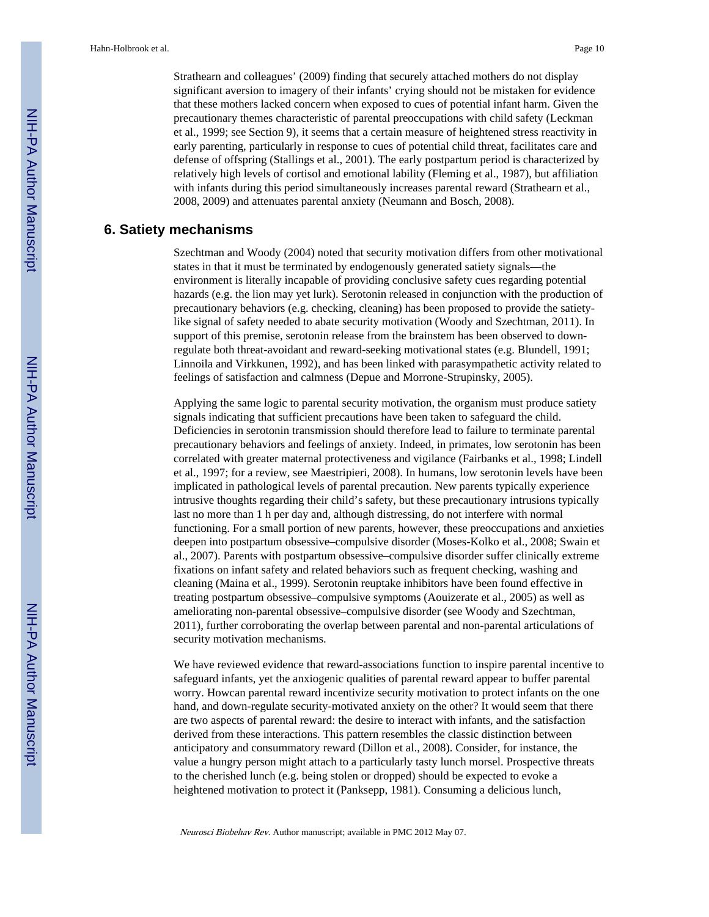Strathearn and colleagues' (2009) finding that securely attached mothers do not display significant aversion to imagery of their infants' crying should not be mistaken for evidence that these mothers lacked concern when exposed to cues of potential infant harm. Given the precautionary themes characteristic of parental preoccupations with child safety (Leckman et al., 1999; see Section 9), it seems that a certain measure of heightened stress reactivity in early parenting, particularly in response to cues of potential child threat, facilitates care and defense of offspring (Stallings et al., 2001). The early postpartum period is characterized by relatively high levels of cortisol and emotional lability (Fleming et al., 1987), but affiliation with infants during this period simultaneously increases parental reward (Strathearn et al., 2008, 2009) and attenuates parental anxiety (Neumann and Bosch, 2008).

## 6. Satiety mechanisms

Szechtman and Woody (2004) noted that security motivation differs from other motivational states in that it must be terminated by endogenously generated satiety signals—the environment is literally incapable of providing conclusive safety cues regarding potential hazards (e.g. the lion may yet lurk). Serotonin released in conjunction with the production of precautionary behaviors (e.g. checking, cleaning) has been proposed to provide the satiety-like signal of safety needed to abate security motivation (Woody and Szechtman, 2011). In support of this premise, serotonin release from the brainstem has been observed to down-regulate both threat-avoidant and reward-seeking motivational states (e.g. Blundell, 1991; Linnoila and Virkkunen, 1992), and has been linked with parasympathetic activity related to feelings of satisfaction and calmness (Depue and Morrone-Strupinsky, 2005).

Applying the same logic to parental security motivation, the organism must produce satiety signals indicating that sufficient precautions have been taken to safeguard the child. Deficiencies in serotonin transmission should therefore lead to failure to terminate parental precautionary behaviors and feelings of anxiety. Indeed, in primates, low serotonin has been correlated with greater maternal protectiveness and vigilance (Fairbanks et al., 1998; Lindell et al., 1997; for a review, see Maestripieri, 2008). In humans, low serotonin levels have been implicated in pathological levels of parental precaution. New parents typically experience intrusive thoughts regarding their child's safety, but these precautionary intrusions typically last no more than 1 h per day and, although distressing, do not interfere with normal functioning. For a small portion of new parents, however, these preoccupations and anxieties deepen into postpartum obsessive–compulsive disorder (Moses-Kolko et al., 2008; Swain et al., 2007). Parents with postpartum obsessive–compulsive disorder suffer clinically extreme fixations on infant safety and related behaviors such as frequent checking, washing and cleaning (Maina et al., 1999). Serotonin reuptake inhibitors have been found effective in treating postpartum obsessive–compulsive symptoms (Aouizerate et al., 2005) as well as ameliorating non-parental obsessive–compulsive disorder (see Woody and Szechtman, 2011), further corroborating the overlap between parental and non-parental articulations of security motivation mechanisms.

We have reviewed evidence that reward-associations function to inspire parental incentive to safeguard infants, yet the anxiogenic qualities of parental reward appear to buffer parental worry. Howcan parental reward incentivize security motivation to protect infants on the one hand, and down-regulate security-motivated anxiety on the other? It would seem that there are two aspects of parental reward: the desire to interact with infants, and the satisfaction derived from these interactions. This pattern resembles the classic distinction between anticipatory and consummatory reward (Dillon et al., 2008). Consider, for instance, the value a hungry person might attach to a particularly tasty lunch morsel. Prospective threats to the cherished lunch (e.g. being stolen or dropped) should be expected to evoke a heightened motivation to protect it (Panksepp, 1981). Consuming a delicious lunch,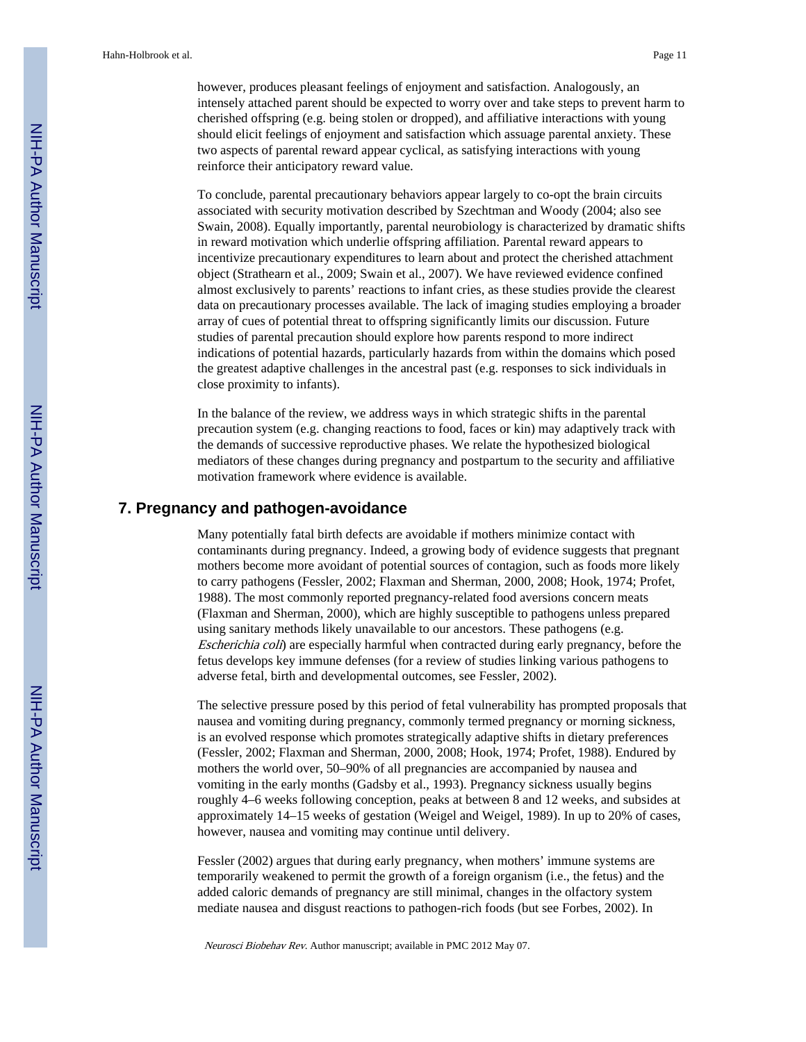however, produces pleasant feelings of enjoyment and satisfaction. Analogously, an intensely attached parent should be expected to worry over and take steps to prevent harm to cherished offspring (e.g. being stolen or dropped), and affiliative interactions with young should elicit feelings of enjoyment and satisfaction which assuage parental anxiety. These two aspects of parental reward appear cyclical, as satisfying interactions with young reinforce their anticipatory reward value.

To conclude, parental precautionary behaviors appear largely to co-opt the brain circuits associated with security motivation described by Szechtman and Woody (2004; also see Swain, 2008). Equally importantly, parental neurobiology is characterized by dramatic shifts in reward motivation which underlie offspring affiliation. Parental reward appears to incentivize precautionary expenditures to learn about and protect the cherished attachment object (Strathearn et al., 2009; Swain et al., 2007). We have reviewed evidence confined almost exclusively to parents' reactions to infant cries, as these studies provide the clearest data on precautionary processes available. The lack of imaging studies employing a broader array of cues of potential threat to offspring significantly limits our discussion. Future studies of parental precaution should explore how parents respond to more indirect indications of potential hazards, particularly hazards from within the domains which posed the greatest adaptive challenges in the ancestral past (e.g. responses to sick individuals in close proximity to infants).

In the balance of the review, we address ways in which strategic shifts in the parental precaution system (e.g. changing reactions to food, faces or kin) may adaptively track with the demands of successive reproductive phases. We relate the hypothesized biological mediators of these changes during pregnancy and postpartum to the security and affiliative motivation framework where evidence is available.

## 7. Pregnancy and pathogen-avoidance

Many potentially fatal birth defects are avoidable if mothers minimize contact with contaminants during pregnancy. Indeed, a growing body of evidence suggests that pregnant mothers become more avoidant of potential sources of contagion, such as foods more likely to carry pathogens (Fessler, 2002; Flaxman and Sherman, 2000, 2008; Hook, 1974; Profet, 1988). The most commonly reported pregnancy-related food aversions concern meats (Flaxman and Sherman, 2000), which are highly susceptible to pathogens unless prepared using sanitary methods likely unavailable to our ancestors. These pathogens (e.g. *Escherichia coli*) are especially harmful when contracted during early pregnancy, before the fetus develops key immune defenses (for a review of studies linking various pathogens to adverse fetal, birth and developmental outcomes, see Fessler, 2002).

The selective pressure posed by this period of fetal vulnerability has prompted proposals that nausea and vomiting during pregnancy, commonly termed pregnancy or morning sickness, is an evolved response which promotes strategically adaptive shifts in dietary preferences (Fessler, 2002; Flaxman and Sherman, 2000, 2008; Hook, 1974; Profet, 1988). Endured by mothers the world over, 50–90% of all pregnancies are accompanied by nausea and vomiting in the early months (Gadsby et al., 1993). Pregnancy sickness usually begins roughly 4–6 weeks following conception, peaks at between 8 and 12 weeks, and subsides at approximately 14–15 weeks of gestation (Weigel and Weigel, 1989). In up to 20% of cases, however, nausea and vomiting may continue until delivery.

Fessler (2002) argues that during early pregnancy, when mothers' immune systems are temporarily weakened to permit the growth of a foreign organism (i.e., the fetus) and the added caloric demands of pregnancy are still minimal, changes in the olfactory system mediate nausea and disgust reactions to pathogen-rich foods (but see Forbes, 2002). In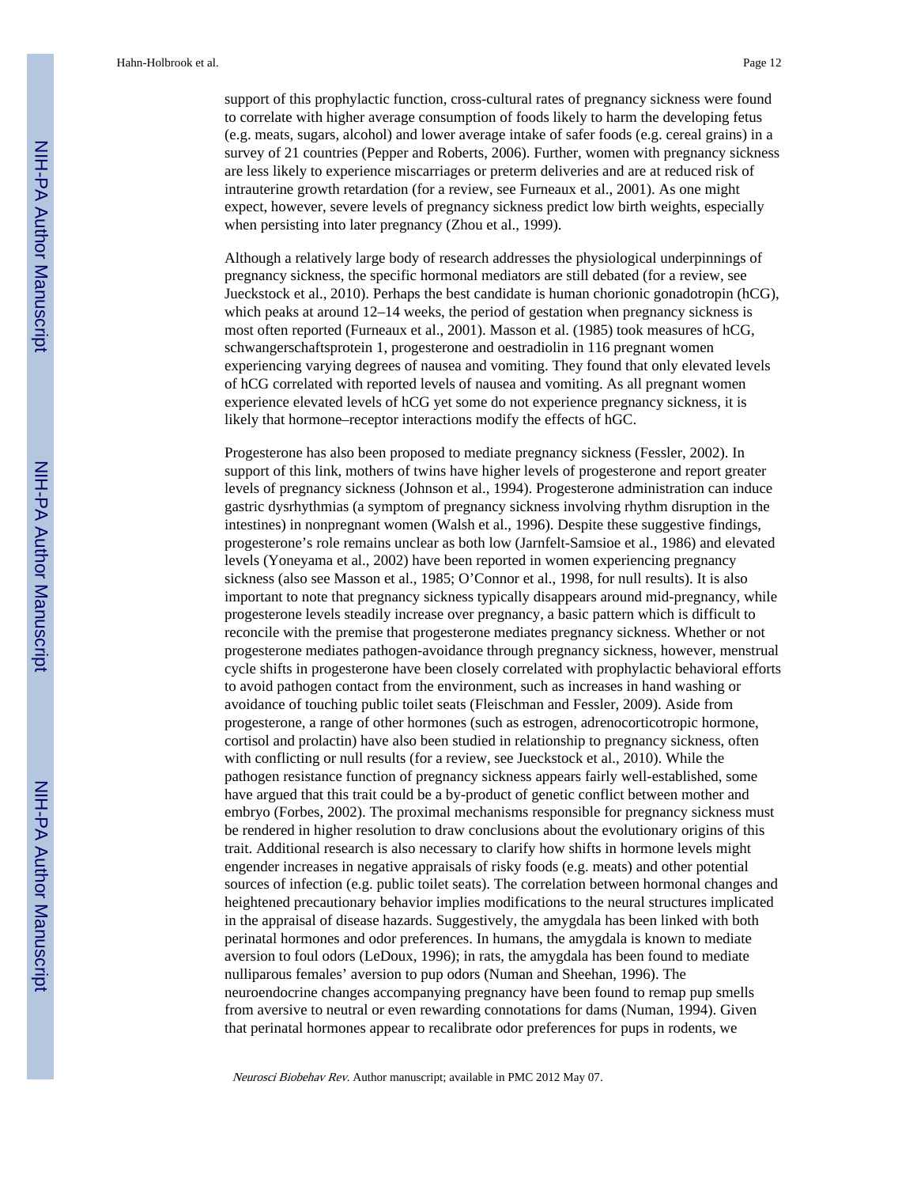support of this prophylactic function, cross-cultural rates of pregnancy sickness were found to correlate with higher average consumption of foods likely to harm the developing fetus (e.g. meats, sugars, alcohol) and lower average intake of safer foods (e.g. cereal grains) in a survey of 21 countries (Pepper and Roberts, 2006). Further, women with pregnancy sickness are less likely to experience miscarriages or preterm deliveries and are at reduced risk of intrauterine growth retardation (for a review, see Furneaux et al., 2001). As one might expect, however, severe levels of pregnancy sickness predict low birth weights, especially when persisting into later pregnancy (Zhou et al., 1999).

Although a relatively large body of research addresses the physiological underpinnings of pregnancy sickness, the specific hormonal mediators are still debated (for a review, see Jueckstock et al., 2010). Perhaps the best candidate is human chorionic gonadotropin (hCG), which peaks at around 12–14 weeks, the period of gestation when pregnancy sickness is most often reported (Furneaux et al., 2001). Masson et al. (1985) took measures of hCG, schwangerschaftsprotein 1, progesterone and oestradiolin in 116 pregnant women experiencing varying degrees of nausea and vomiting. They found that only elevated levels of hCG correlated with reported levels of nausea and vomiting. As all pregnant women experience elevated levels of hCG yet some do not experience pregnancy sickness, it is likely that hormone–receptor interactions modify the effects of hGC.

Progesterone has also been proposed to mediate pregnancy sickness (Fessler, 2002). In support of this link, mothers of twins have higher levels of progesterone and report greater levels of pregnancy sickness (Johnson et al., 1994). Progesterone administration can induce gastric dysrhythmias (a symptom of pregnancy sickness involving rhythm disruption in the intestines) in nonpregnant women (Walsh et al., 1996). Despite these suggestive findings, progesterone's role remains unclear as both low (Jarnfelt-Samsioe et al., 1986) and elevated levels (Yoneyama et al., 2002) have been reported in women experiencing pregnancy sickness (also see Masson et al., 1985; O'Connor et al., 1998, for null results). It is also important to note that pregnancy sickness typically disappears around mid-pregnancy, while progesterone levels steadily increase over pregnancy, a basic pattern which is difficult to reconcile with the premise that progesterone mediates pregnancy sickness. Whether or not progesterone mediates pathogen-avoidance through pregnancy sickness, however, menstrual cycle shifts in progesterone have been closely correlated with prophylactic behavioral efforts to avoid pathogen contact from the environment, such as increases in hand washing or avoidance of touching public toilet seats (Fleischman and Fessler, 2009). Aside from progesterone, a range of other hormones (such as estrogen, adrenocorticotropic hormone, cortisol and prolactin) have also been studied in relationship to pregnancy sickness, often with conflicting or null results (for a review, see Jueckstock et al., 2010). While the pathogen resistance function of pregnancy sickness appears fairly well-established, some have argued that this trait could be a by-product of genetic conflict between mother and embryo (Forbes, 2002). The proximal mechanisms responsible for pregnancy sickness must be rendered in higher resolution to draw conclusions about the evolutionary origins of this trait. Additional research is also necessary to clarify how shifts in hormone levels might engender increases in negative appraisals of risky foods (e.g. meats) and other potential sources of infection (e.g. public toilet seats). The correlation between hormonal changes and heightened precautionary behavior implies modifications to the neural structures implicated in the appraisal of disease hazards. Suggestively, the amygdala has been linked with both perinatal hormones and odor preferences. In humans, the amygdala is known to mediate aversion to foul odors (LeDoux, 1996); in rats, the amygdala has been found to mediate nulliparous females' aversion to pup odors (Numan and Sheehan, 1996). The neuroendocrine changes accompanying pregnancy have been found to remap pup smells from aversive to neutral or even rewarding connotations for dams (Numan, 1994). Given that perinatal hormones appear to recalibrate odor preferences for pups in rodents, we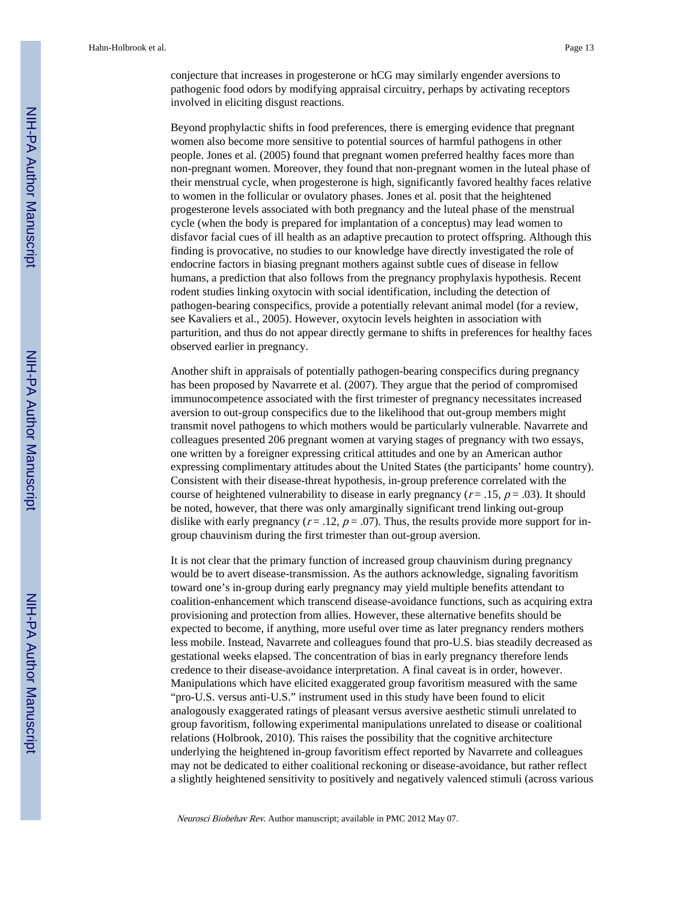conjecture that increases in progesterone or hCG may similarly engender aversions to pathogenic food odors by modifying appraisal circuitry, perhaps by activating receptors involved in eliciting disgust reactions.

Beyond prophylactic shifts in food preferences, there is emerging evidence that pregnant women also become more sensitive to potential sources of harmful pathogens in other people. Jones et al. (2005) found that pregnant women preferred healthy faces more than non-pregnant women. Moreover, they found that non-pregnant women in the luteal phase of their menstrual cycle, when progesterone is high, significantly favored healthy faces relative to women in the follicular or ovulatory phases. Jones et al. posit that the heightened progesterone levels associated with both pregnancy and the luteal phase of the menstrual cycle (when the body is prepared for implantation of a conceptus) may lead women to disfavor facial cues of ill health as an adaptive precaution to protect offspring. Although this finding is provocative, no studies to our knowledge have directly investigated the role of endocrine factors in biasing pregnant mothers against subtle cues of disease in fellow humans, a prediction that also follows from the pregnancy prophylaxis hypothesis. Recent rodent studies linking oxytocin with social identification, including the detection of pathogen-bearing conspecifics, provide a potentially relevant animal model (for a review, see Kavaliers et al., 2005). However, oxytocin levels heighten in association with parturition, and thus do not appear directly germane to shifts in preferences for healthy faces observed earlier in pregnancy.

Another shift in appraisals of potentially pathogen-bearing conspecifics during pregnancy has been proposed by Navarrete et al. (2007). They argue that the period of compromised immunocompetence associated with the first trimester of pregnancy necessitates increased aversion to out-group conspecifics due to the likelihood that out-group members might transmit novel pathogens to which mothers would be particularly vulnerable. Navarrete and colleagues presented 206 pregnant women at varying stages of pregnancy with two essays, one written by a foreigner expressing critical attitudes and one by an American author expressing complimentary attitudes about the United States (the participants' home country). Consistent with their disease-threat hypothesis, in-group preference correlated with the course of heightened vulnerability to disease in early pregnancy ($r = .15$, $p = .03$). It should be noted, however, that there was only amarginally significant trend linking out-group dislike with early pregnancy ($r = .12$, $p = .07$). Thus, the results provide more support for in-group chauvinism during the first trimester than out-group aversion.

It is not clear that the primary function of increased group chauvinism during pregnancy would be to avert disease-transmission. As the authors acknowledge, signaling favoritism toward one's in-group during early pregnancy may yield multiple benefits attendant to coalition-enhancement which transcend disease-avoidance functions, such as acquiring extra provisioning and protection from allies. However, these alternative benefits should be expected to become, if anything, more useful over time as later pregnancy renders mothers less mobile. Instead, Navarrete and colleagues found that pro-U.S. bias steadily decreased as gestational weeks elapsed. The concentration of bias in early pregnancy therefore lends credence to their disease-avoidance interpretation. A final caveat is in order, however. Manipulations which have elicited exaggerated group favoritism measured with the same "pro-U.S. versus anti-U.S." instrument used in this study have been found to elicit analogously exaggerated ratings of pleasant versus aversive aesthetic stimuli unrelated to group favoritism, following experimental manipulations unrelated to disease or coalitional relations (Holbrook, 2010). This raises the possibility that the cognitive architecture underlying the heightened in-group favoritism effect reported by Navarrete and colleagues may not be dedicated to either coalitional reckoning or disease-avoidance, but rather reflect a slightly heightened sensitivity to positively and negatively valenced stimuli (across various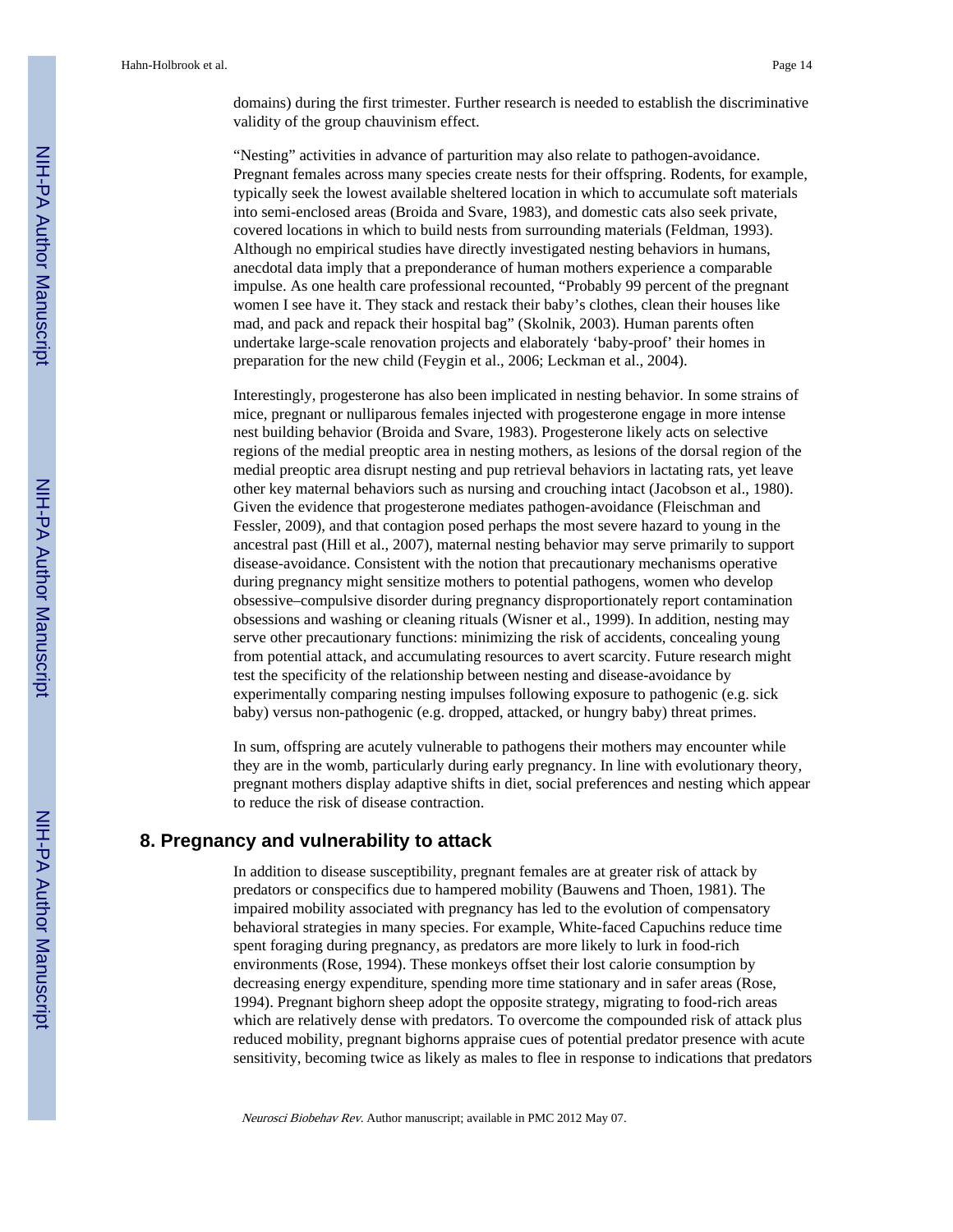domains) during the first trimester. Further research is needed to establish the discriminative validity of the group chauvinism effect.

"Nesting" activities in advance of parturition may also relate to pathogen-avoidance. Pregnant females across many species create nests for their offspring. Rodents, for example, typically seek the lowest available sheltered location in which to accumulate soft materials into semi-enclosed areas (Broida and Svare, 1983), and domestic cats also seek private, covered locations in which to build nests from surrounding materials (Feldman, 1993). Although no empirical studies have directly investigated nesting behaviors in humans, anecdotal data imply that a preponderance of human mothers experience a comparable impulse. As one health care professional recounted, "Probably 99 percent of the pregnant women I see have it. They stack and restack their baby's clothes, clean their houses like mad, and pack and repack their hospital bag" (Skolnik, 2003). Human parents often undertake large-scale renovation projects and elaborately 'baby-proof' their homes in preparation for the new child (Feygin et al., 2006; Leckman et al., 2004).

Interestingly, progesterone has also been implicated in nesting behavior. In some strains of mice, pregnant or nulliparous females injected with progesterone engage in more intense nest building behavior (Broida and Svare, 1983). Progesterone likely acts on selective regions of the medial preoptic area in nesting mothers, as lesions of the dorsal region of the medial preoptic area disrupt nesting and pup retrieval behaviors in lactating rats, yet leave other key maternal behaviors such as nursing and crouching intact (Jacobson et al., 1980). Given the evidence that progesterone mediates pathogen-avoidance (Fleischman and Fessler, 2009), and that contagion posed perhaps the most severe hazard to young in the ancestral past (Hill et al., 2007), maternal nesting behavior may serve primarily to support disease-avoidance. Consistent with the notion that precautionary mechanisms operative during pregnancy might sensitize mothers to potential pathogens, women who develop obsessive–compulsive disorder during pregnancy disproportionately report contamination obsessions and washing or cleaning rituals (Wisner et al., 1999). In addition, nesting may serve other precautionary functions: minimizing the risk of accidents, concealing young from potential attack, and accumulating resources to avert scarcity. Future research might test the specificity of the relationship between nesting and disease-avoidance by experimentally comparing nesting impulses following exposure to pathogenic (e.g. sick baby) versus non-pathogenic (e.g. dropped, attacked, or hungry baby) threat primes.

In sum, offspring are acutely vulnerable to pathogens their mothers may encounter while they are in the womb, particularly during early pregnancy. In line with evolutionary theory, pregnant mothers display adaptive shifts in diet, social preferences and nesting which appear to reduce the risk of disease contraction.

## 8. Pregnancy and vulnerability to attack

In addition to disease susceptibility, pregnant females are at greater risk of attack by predators or conspecifics due to hampered mobility (Bauwens and Thoen, 1981). The impaired mobility associated with pregnancy has led to the evolution of compensatory behavioral strategies in many species. For example, White-faced Capuchins reduce time spent foraging during pregnancy, as predators are more likely to lurk in food-rich environments (Rose, 1994). These monkeys offset their lost calorie consumption by decreasing energy expenditure, spending more time stationary and in safer areas (Rose, 1994). Pregnant bighorn sheep adopt the opposite strategy, migrating to food-rich areas which are relatively dense with predators. To overcome the compounded risk of attack plus reduced mobility, pregnant bighorns appraise cues of potential predator presence with acute sensitivity, becoming twice as likely as males to flee in response to indications that predators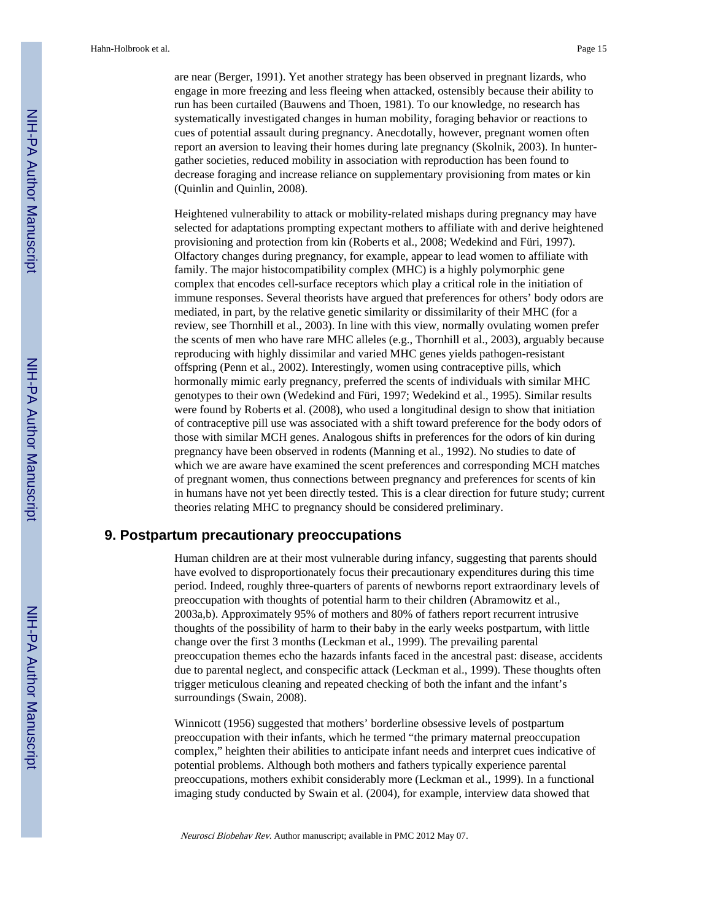are near (Berger, 1991). Yet another strategy has been observed in pregnant lizards, who engage in more freezing and less fleeing when attacked, ostensibly because their ability to run has been curtailed (Bauwens and Thoen, 1981). To our knowledge, no research has systematically investigated changes in human mobility, foraging behavior or reactions to cues of potential assault during pregnancy. Anecdotally, however, pregnant women often report an aversion to leaving their homes during late pregnancy (Skolnik, 2003). In hunter-gather societies, reduced mobility in association with reproduction has been found to decrease foraging and increase reliance on supplementary provisioning from mates or kin (Quinlin and Quinlin, 2008).

Heightened vulnerability to attack or mobility-related mishaps during pregnancy may have selected for adaptations prompting expectant mothers to affiliate with and derive heightened provisioning and protection from kin (Roberts et al., 2008; Wedekind and Füri, 1997). Olfactory changes during pregnancy, for example, appear to lead women to affiliate with family. The major histocompatibility complex (MHC) is a highly polymorphic gene complex that encodes cell-surface receptors which play a critical role in the initiation of immune responses. Several theorists have argued that preferences for others' body odors are mediated, in part, by the relative genetic similarity or dissimilarity of their MHC (for a review, see Thornhill et al., 2003). In line with this view, normally ovulating women prefer the scents of men who have rare MHC alleles (e.g., Thornhill et al., 2003), arguably because reproducing with highly dissimilar and varied MHC genes yields pathogen-resistant offspring (Penn et al., 2002). Interestingly, women using contraceptive pills, which hormonally mimic early pregnancy, preferred the scents of individuals with similar MHC genotypes to their own (Wedekind and Füri, 1997; Wedekind et al., 1995). Similar results were found by Roberts et al. (2008), who used a longitudinal design to show that initiation of contraceptive pill use was associated with a shift toward preference for the body odors of those with similar MCH genes. Analogous shifts in preferences for the odors of kin during pregnancy have been observed in rodents (Manning et al., 1992). No studies to date of which we are aware have examined the scent preferences and corresponding MCH matches of pregnant women, thus connections between pregnancy and preferences for scents of kin in humans have not yet been directly tested. This is a clear direction for future study; current theories relating MHC to pregnancy should be considered preliminary.

## 9. Postpartum precautionary preoccupations

Human children are at their most vulnerable during infancy, suggesting that parents should have evolved to disproportionately focus their precautionary expenditures during this time period. Indeed, roughly three-quarters of parents of newborns report extraordinary levels of preoccupation with thoughts of potential harm to their children (Abramowitz et al., 2003a,b). Approximately 95% of mothers and 80% of fathers report recurrent intrusive thoughts of the possibility of harm to their baby in the early weeks postpartum, with little change over the first 3 months (Leckman et al., 1999). The prevailing parental preoccupation themes echo the hazards infants faced in the ancestral past: disease, accidents due to parental neglect, and conspecific attack (Leckman et al., 1999). These thoughts often trigger meticulous cleaning and repeated checking of both the infant and the infant's surroundings (Swain, 2008).

Winnicott (1956) suggested that mothers' borderline obsessive levels of postpartum preoccupation with their infants, which he termed "the primary maternal preoccupation complex," heighten their abilities to anticipate infant needs and interpret cues indicative of potential problems. Although both mothers and fathers typically experience parental preoccupations, mothers exhibit considerably more (Leckman et al., 1999). In a functional imaging study conducted by Swain et al. (2004), for example, interview data showed that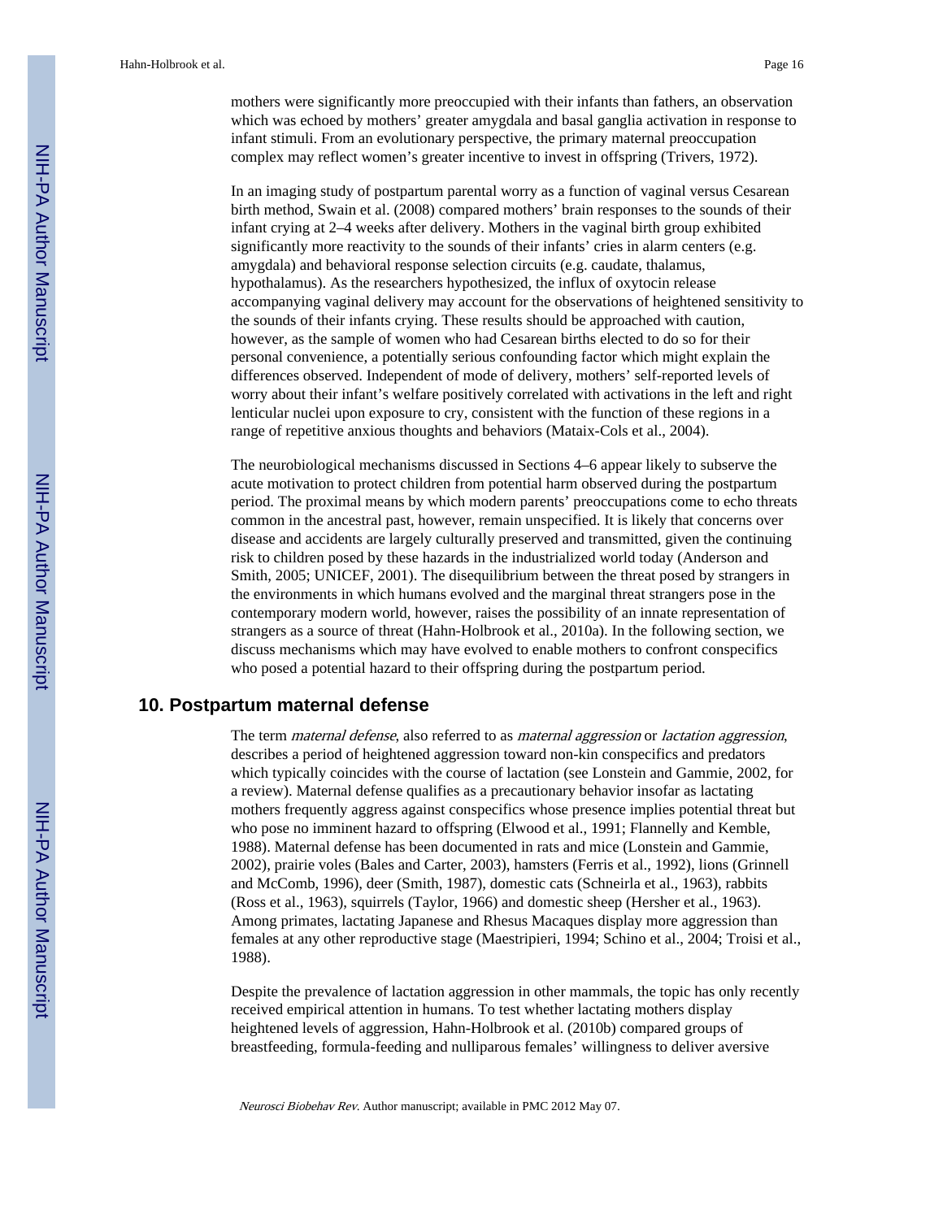mothers were significantly more preoccupied with their infants than fathers, an observation which was echoed by mothers' greater amygdala and basal ganglia activation in response to infant stimuli. From an evolutionary perspective, the primary maternal preoccupation complex may reflect women's greater incentive to invest in offspring (Trivers, 1972).

In an imaging study of postpartum parental worry as a function of vaginal versus Cesarean birth method, Swain et al. (2008) compared mothers' brain responses to the sounds of their infant crying at 2–4 weeks after delivery. Mothers in the vaginal birth group exhibited significantly more reactivity to the sounds of their infants' cries in alarm centers (e.g. amygdala) and behavioral response selection circuits (e.g. caudate, thalamus, hypothalamus). As the researchers hypothesized, the influx of oxytocin release accompanying vaginal delivery may account for the observations of heightened sensitivity to the sounds of their infants crying. These results should be approached with caution, however, as the sample of women who had Cesarean births elected to do so for their personal convenience, a potentially serious confounding factor which might explain the differences observed. Independent of mode of delivery, mothers' self-reported levels of worry about their infant's welfare positively correlated with activations in the left and right lenticular nuclei upon exposure to cry, consistent with the function of these regions in a range of repetitive anxious thoughts and behaviors (Mataix-Cols et al., 2004).

The neurobiological mechanisms discussed in Sections 4–6 appear likely to subserve the acute motivation to protect children from potential harm observed during the postpartum period. The proximal means by which modern parents' preoccupations come to echo threats common in the ancestral past, however, remain unspecified. It is likely that concerns over disease and accidents are largely culturally preserved and transmitted, given the continuing risk to children posed by these hazards in the industrialized world today (Anderson and Smith, 2005; UNICEF, 2001). The disequilibrium between the threat posed by strangers in the environments in which humans evolved and the marginal threat strangers pose in the contemporary modern world, however, raises the possibility of an innate representation of strangers as a source of threat (Hahn-Holbrook et al., 2010a). In the following section, we discuss mechanisms which may have evolved to enable mothers to confront conspecifics who posed a potential hazard to their offspring during the postpartum period.

## 10. Postpartum maternal defense

The term *maternal defense*, also referred to as *maternal aggression* or *lactation aggression*, describes a period of heightened aggression toward non-kin conspecifics and predators which typically coincides with the course of lactation (see Lonstein and Gammie, 2002, for a review). Maternal defense qualifies as a precautionary behavior insofar as lactating mothers frequently aggress against conspecifics whose presence implies potential threat but who pose no imminent hazard to offspring (Elwood et al., 1991; Flannelly and Kemble, 1988). Maternal defense has been documented in rats and mice (Lonstein and Gammie, 2002), prairie voles (Bales and Carter, 2003), hamsters (Ferris et al., 1992), lions (Grinnell and McComb, 1996), deer (Smith, 1987), domestic cats (Schneirla et al., 1963), rabbits (Ross et al., 1963), squirrels (Taylor, 1966) and domestic sheep (Hersher et al., 1963). Among primates, lactating Japanese and Rhesus Macaques display more aggression than females at any other reproductive stage (Maestripieri, 1994; Schino et al., 2004; Troisi et al., 1988).

Despite the prevalence of lactation aggression in other mammals, the topic has only recently received empirical attention in humans. To test whether lactating mothers display heightened levels of aggression, Hahn-Holbrook et al. (2010b) compared groups of breastfeeding, formula-feeding and nulliparous females' willingness to deliver aversive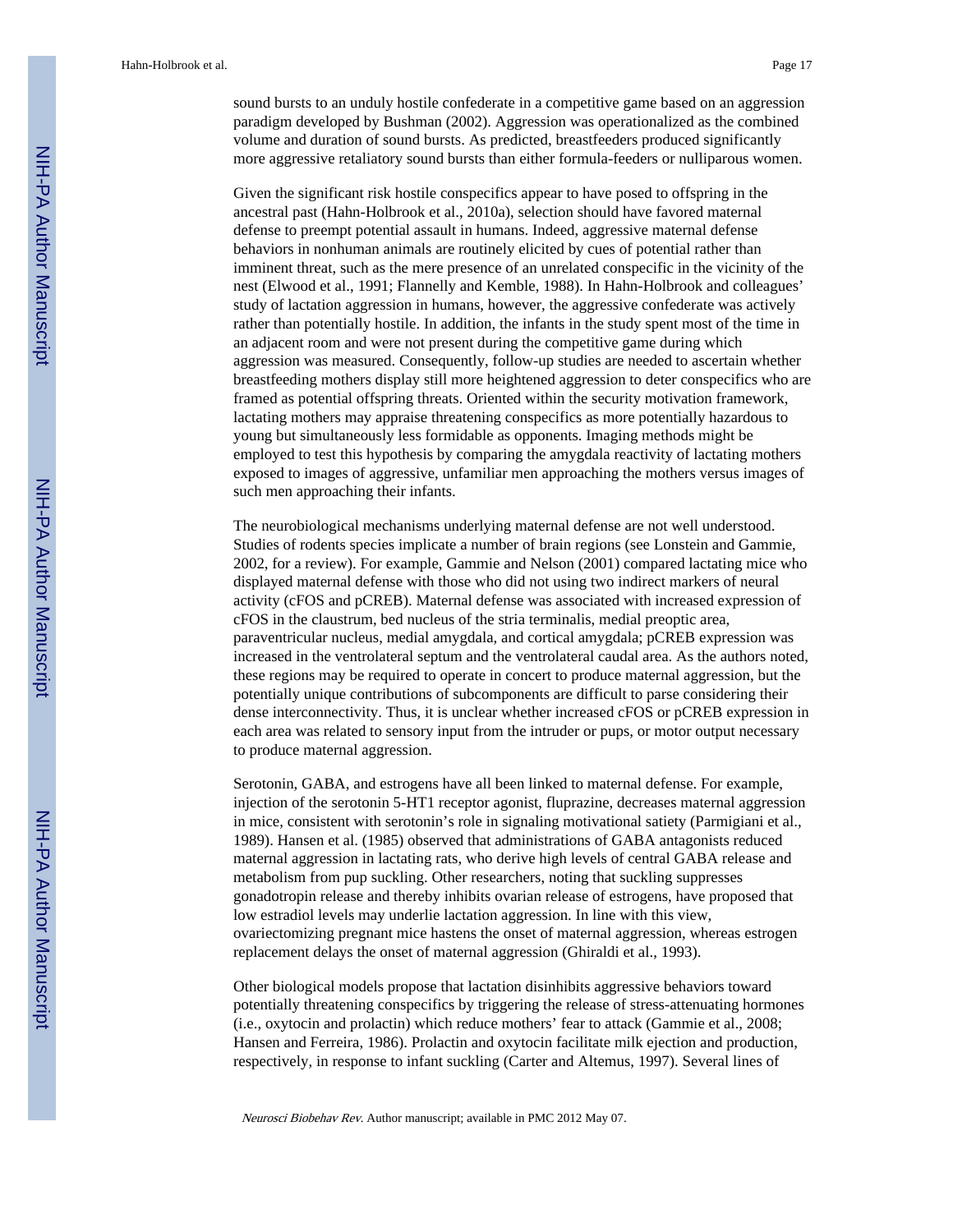sound bursts to an unduly hostile confederate in a competitive game based on an aggression paradigm developed by Bushman (2002). Aggression was operationalized as the combined volume and duration of sound bursts. As predicted, breastfeeders produced significantly more aggressive retaliatory sound bursts than either formula-feeders or nulliparous women.

Given the significant risk hostile conspecifics appear to have posed to offspring in the ancestral past (Hahn-Holbrook et al., 2010a), selection should have favored maternal defense to preempt potential assault in humans. Indeed, aggressive maternal defense behaviors in nonhuman animals are routinely elicited by cues of potential rather than imminent threat, such as the mere presence of an unrelated conspecific in the vicinity of the nest (Elwood et al., 1991; Flannelly and Kemble, 1988). In Hahn-Holbrook and colleagues' study of lactation aggression in humans, however, the aggressive confederate was actively rather than potentially hostile. In addition, the infants in the study spent most of the time in an adjacent room and were not present during the competitive game during which aggression was measured. Consequently, follow-up studies are needed to ascertain whether breastfeeding mothers display still more heightened aggression to deter conspecifics who are framed as potential offspring threats. Oriented within the security motivation framework, lactating mothers may appraise threatening conspecifics as more potentially hazardous to young but simultaneously less formidable as opponents. Imaging methods might be employed to test this hypothesis by comparing the amygdala reactivity of lactating mothers exposed to images of aggressive, unfamiliar men approaching the mothers versus images of such men approaching their infants.

The neurobiological mechanisms underlying maternal defense are not well understood. Studies of rodents species implicate a number of brain regions (see Lonstein and Gammie, 2002, for a review). For example, Gammie and Nelson (2001) compared lactating mice who displayed maternal defense with those who did not using two indirect markers of neural activity (cFOS and pCREB). Maternal defense was associated with increased expression of cFOS in the claustrum, bed nucleus of the stria terminalis, medial preoptic area, paraventricular nucleus, medial amygdala, and cortical amygdala; pCREB expression was increased in the ventrolateral septum and the ventrolateral caudal area. As the authors noted, these regions may be required to operate in concert to produce maternal aggression, but the potentially unique contributions of subcomponents are difficult to parse considering their dense interconnectivity. Thus, it is unclear whether increased cFOS or pCREB expression in each area was related to sensory input from the intruder or pups, or motor output necessary to produce maternal aggression.

Serotonin, GABA, and estrogens have all been linked to maternal defense. For example, injection of the serotonin 5-HT1 receptor agonist, fluprazine, decreases maternal aggression in mice, consistent with serotonin's role in signaling motivational satiety (Parmigiani et al., 1989). Hansen et al. (1985) observed that administrations of GABA antagonists reduced maternal aggression in lactating rats, who derive high levels of central GABA release and metabolism from pup suckling. Other researchers, noting that suckling suppresses gonadotropin release and thereby inhibits ovarian release of estrogens, have proposed that low estradiol levels may underlie lactation aggression. In line with this view, ovariectomizing pregnant mice hastens the onset of maternal aggression, whereas estrogen replacement delays the onset of maternal aggression (Ghiraldi et al., 1993).

Other biological models propose that lactation disinhibits aggressive behaviors toward potentially threatening conspecifics by triggering the release of stress-attenuating hormones (i.e., oxytocin and prolactin) which reduce mothers' fear to attack (Gammie et al., 2008; Hansen and Ferreira, 1986). Prolactin and oxytocin facilitate milk ejection and production, respectively, in response to infant suckling (Carter and Altemus, 1997). Several lines of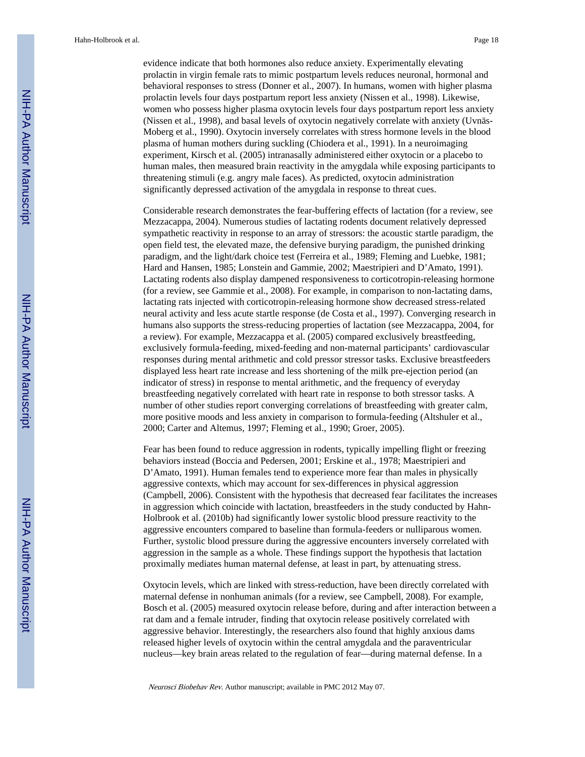evidence indicate that both hormones also reduce anxiety. Experimentally elevating prolactin in virgin female rats to mimic postpartum levels reduces neuronal, hormonal and behavioral responses to stress (Donner et al., 2007). In humans, women with higher plasma prolactin levels four days postpartum report less anxiety (Nissen et al., 1998). Likewise, women who possess higher plasma oxytocin levels four days postpartum report less anxiety (Nissen et al., 1998), and basal levels of oxytocin negatively correlate with anxiety (Uvnäs-Moberg et al., 1990). Oxytocin inversely correlates with stress hormone levels in the blood plasma of human mothers during suckling (Chiodera et al., 1991). In a neuroimaging experiment, Kirsch et al. (2005) intranasally administered either oxytocin or a placebo to human males, then measured brain reactivity in the amygdala while exposing participants to threatening stimuli (e.g. angry male faces). As predicted, oxytocin administration significantly depressed activation of the amygdala in response to threat cues.

Considerable research demonstrates the fear-buffering effects of lactation (for a review, see Mezzacappa, 2004). Numerous studies of lactating rodents document relatively depressed sympathetic reactivity in response to an array of stressors: the acoustic startle paradigm, the open field test, the elevated maze, the defensive burying paradigm, the punished drinking paradigm, and the light/dark choice test (Ferreira et al., 1989; Fleming and Luebke, 1981; Hard and Hansen, 1985; Lonstein and Gammie, 2002; Maestripieri and D'Amato, 1991). Lactating rodents also display dampened responsiveness to corticotropin-releasing hormone (for a review, see Gammie et al., 2008). For example, in comparison to non-lactating dams, lactating rats injected with corticotropin-releasing hormone show decreased stress-related neural activity and less acute startle response (de Costa et al., 1997). Converging research in humans also supports the stress-reducing properties of lactation (see Mezzacappa, 2004, for a review). For example, Mezzacappa et al. (2005) compared exclusively breastfeeding, exclusively formula-feeding, mixed-feeding and non-maternal participants' cardiovascular responses during mental arithmetic and cold pressor stressor tasks. Exclusive breastfeeders displayed less heart rate increase and less shortening of the milk pre-ejection period (an indicator of stress) in response to mental arithmetic, and the frequency of everyday breastfeeding negatively correlated with heart rate in response to both stressor tasks. A number of other studies report converging correlations of breastfeeding with greater calm, more positive moods and less anxiety in comparison to formula-feeding (Altshuler et al., 2000; Carter and Altemus, 1997; Fleming et al., 1990; Groer, 2005).

Fear has been found to reduce aggression in rodents, typically impelling flight or freezing behaviors instead (Boccia and Pedersen, 2001; Erskine et al., 1978; Maestripieri and D'Amato, 1991). Human females tend to experience more fear than males in physically aggressive contexts, which may account for sex-differences in physical aggression (Campbell, 2006). Consistent with the hypothesis that decreased fear facilitates the increases in aggression which coincide with lactation, breastfeeders in the study conducted by Hahn-Holbrook et al. (2010b) had significantly lower systolic blood pressure reactivity to the aggressive encounters compared to baseline than formula-feeders or nulliparous women. Further, systolic blood pressure during the aggressive encounters inversely correlated with aggression in the sample as a whole. These findings support the hypothesis that lactation proximally mediates human maternal defense, at least in part, by attenuating stress.

Oxytocin levels, which are linked with stress-reduction, have been directly correlated with maternal defense in nonhuman animals (for a review, see Campbell, 2008). For example, Bosch et al. (2005) measured oxytocin release before, during and after interaction between a rat dam and a female intruder, finding that oxytocin release positively correlated with aggressive behavior. Interestingly, the researchers also found that highly anxious dams released higher levels of oxytocin within the central amygdala and the paraventricular nucleus—key brain areas related to the regulation of fear—during maternal defense. In a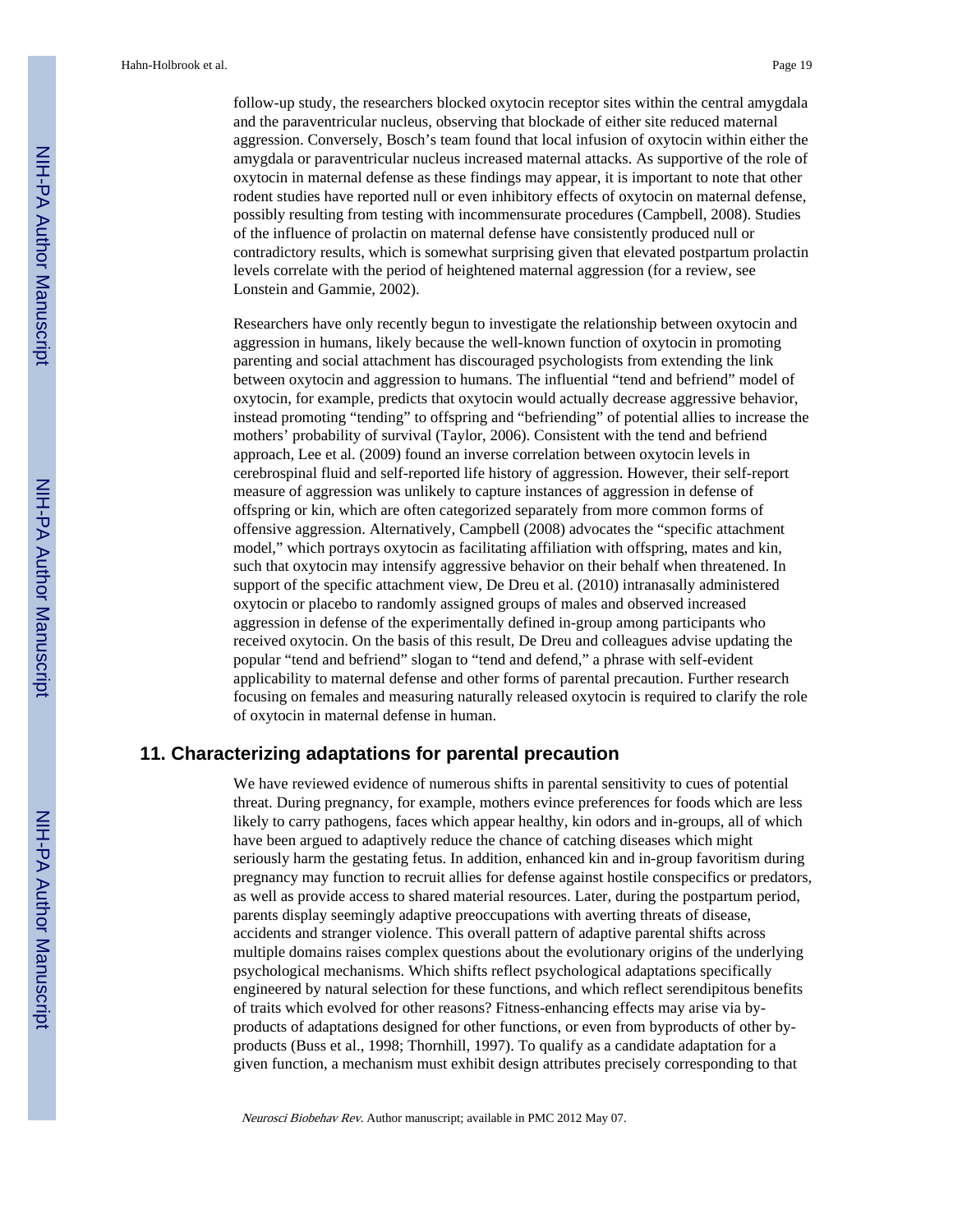follow-up study, the researchers blocked oxytocin receptor sites within the central amygdala and the paraventricular nucleus, observing that blockade of either site reduced maternal aggression. Conversely, Bosch's team found that local infusion of oxytocin within either the amygdala or paraventricular nucleus increased maternal attacks. As supportive of the role of oxytocin in maternal defense as these findings may appear, it is important to note that other rodent studies have reported null or even inhibitory effects of oxytocin on maternal defense, possibly resulting from testing with incommensurate procedures (Campbell, 2008). Studies of the influence of prolactin on maternal defense have consistently produced null or contradictory results, which is somewhat surprising given that elevated postpartum prolactin levels correlate with the period of heightened maternal aggression (for a review, see Lonstein and Gammie, 2002).

Researchers have only recently begun to investigate the relationship between oxytocin and aggression in humans, likely because the well-known function of oxytocin in promoting parenting and social attachment has discouraged psychologists from extending the link between oxytocin and aggression to humans. The influential "tend and befriend" model of oxytocin, for example, predicts that oxytocin would actually decrease aggressive behavior, instead promoting "tending" to offspring and "befriending" of potential allies to increase the mothers' probability of survival (Taylor, 2006). Consistent with the tend and befriend approach, Lee et al. (2009) found an inverse correlation between oxytocin levels in cerebrospinal fluid and self-reported life history of aggression. However, their self-report measure of aggression was unlikely to capture instances of aggression in defense of offspring or kin, which are often categorized separately from more common forms of offensive aggression. Alternatively, Campbell (2008) advocates the "specific attachment model," which portrays oxytocin as facilitating affiliation with offspring, mates and kin, such that oxytocin may intensify aggressive behavior on their behalf when threatened. In support of the specific attachment view, De Dreu et al. (2010) intranasally administered oxytocin or placebo to randomly assigned groups of males and observed increased aggression in defense of the experimentally defined in-group among participants who received oxytocin. On the basis of this result, De Dreu and colleagues advise updating the popular "tend and befriend" slogan to "tend and defend," a phrase with self-evident applicability to maternal defense and other forms of parental precaution. Further research focusing on females and measuring naturally released oxytocin is required to clarify the role of oxytocin in maternal defense in human.

## 11. Characterizing adaptations for parental precaution

We have reviewed evidence of numerous shifts in parental sensitivity to cues of potential threat. During pregnancy, for example, mothers evince preferences for foods which are less likely to carry pathogens, faces which appear healthy, kin odors and in-groups, all of which have been argued to adaptively reduce the chance of catching diseases which might seriously harm the gestating fetus. In addition, enhanced kin and in-group favoritism during pregnancy may function to recruit allies for defense against hostile conspecifics or predators, as well as provide access to shared material resources. Later, during the postpartum period, parents display seemingly adaptive preoccupations with averting threats of disease, accidents and stranger violence. This overall pattern of adaptive parental shifts across multiple domains raises complex questions about the evolutionary origins of the underlying psychological mechanisms. Which shifts reflect psychological adaptations specifically engineered by natural selection for these functions, and which reflect serendipitous benefits of traits which evolved for other reasons? Fitness-enhancing effects may arise via by-products of adaptations designed for other functions, or even from byproducts of other by-products (Buss et al., 1998; Thornhill, 1997). To qualify as a candidate adaptation for a given function, a mechanism must exhibit design attributes precisely corresponding to that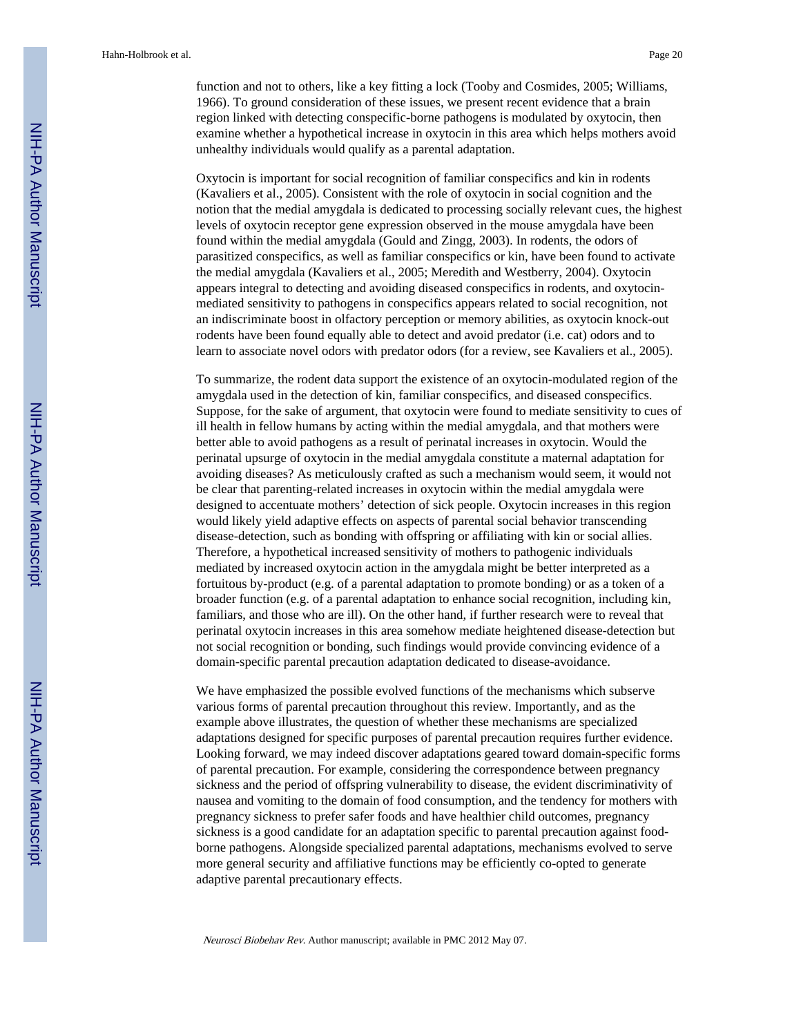function and not to others, like a key fitting a lock (Tooby and Cosmides, 2005; Williams, 1966). To ground consideration of these issues, we present recent evidence that a brain region linked with detecting conspecific-borne pathogens is modulated by oxytocin, then examine whether a hypothetical increase in oxytocin in this area which helps mothers avoid unhealthy individuals would qualify as a parental adaptation.

Oxytocin is important for social recognition of familiar conspecifics and kin in rodents (Kavaliers et al., 2005). Consistent with the role of oxytocin in social cognition and the notion that the medial amygdala is dedicated to processing socially relevant cues, the highest levels of oxytocin receptor gene expression observed in the mouse amygdala have been found within the medial amygdala (Gould and Zingg, 2003). In rodents, the odors of parasitized conspecifics, as well as familiar conspecifics or kin, have been found to activate the medial amygdala (Kavaliers et al., 2005; Meredith and Westberry, 2004). Oxytocin appears integral to detecting and avoiding diseased conspecifics in rodents, and oxytocin-mediated sensitivity to pathogens in conspecifics appears related to social recognition, not an indiscriminate boost in olfactory perception or memory abilities, as oxytocin knock-out rodents have been found equally able to detect and avoid predator (i.e. cat) odors and to learn to associate novel odors with predator odors (for a review, see Kavaliers et al., 2005).

To summarize, the rodent data support the existence of an oxytocin-modulated region of the amygdala used in the detection of kin, familiar conspecifics, and diseased conspecifics. Suppose, for the sake of argument, that oxytocin were found to mediate sensitivity to cues of ill health in fellow humans by acting within the medial amygdala, and that mothers were better able to avoid pathogens as a result of perinatal increases in oxytocin. Would the perinatal upsurge of oxytocin in the medial amygdala constitute a maternal adaptation for avoiding diseases? As meticulously crafted as such a mechanism would seem, it would not be clear that parenting-related increases in oxytocin within the medial amygdala were designed to accentuate mothers' detection of sick people. Oxytocin increases in this region would likely yield adaptive effects on aspects of parental social behavior transcending disease-detection, such as bonding with offspring or affiliating with kin or social allies. Therefore, a hypothetical increased sensitivity of mothers to pathogenic individuals mediated by increased oxytocin action in the amygdala might be better interpreted as a fortuitous by-product (e.g. of a parental adaptation to promote bonding) or as a token of a broader function (e.g. of a parental adaptation to enhance social recognition, including kin, familiars, and those who are ill). On the other hand, if further research were to reveal that perinatal oxytocin increases in this area somehow mediate heightened disease-detection but not social recognition or bonding, such findings would provide convincing evidence of a domain-specific parental precaution adaptation dedicated to disease-avoidance.

We have emphasized the possible evolved functions of the mechanisms which subserve various forms of parental precaution throughout this review. Importantly, and as the example above illustrates, the question of whether these mechanisms are specialized adaptations designed for specific purposes of parental precaution requires further evidence. Looking forward, we may indeed discover adaptations geared toward domain-specific forms of parental precaution. For example, considering the correspondence between pregnancy sickness and the period of offspring vulnerability to disease, the evident discriminativity of nausea and vomiting to the domain of food consumption, and the tendency for mothers with pregnancy sickness to prefer safer foods and have healthier child outcomes, pregnancy sickness is a good candidate for an adaptation specific to parental precaution against food-borne pathogens. Alongside specialized parental adaptations, mechanisms evolved to serve more general security and affiliative functions may be efficiently co-opted to generate adaptive parental precautionary effects.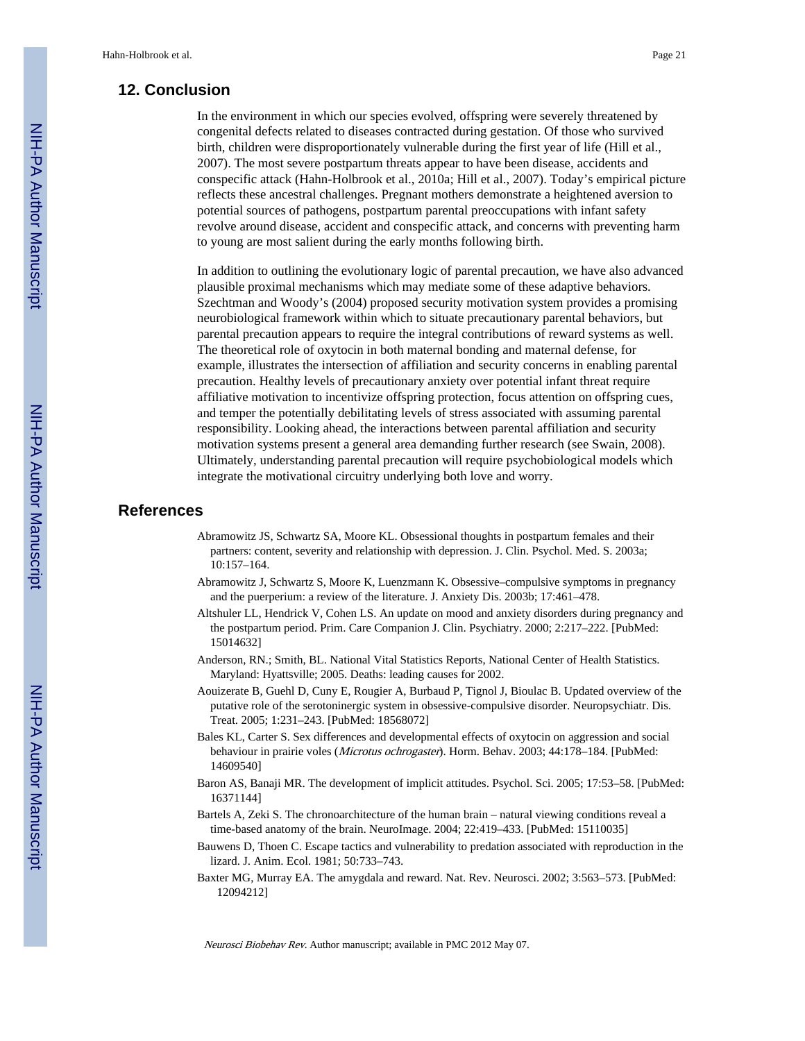## 12. Conclusion

In the environment in which our species evolved, offspring were severely threatened by congenital defects related to diseases contracted during gestation. Of those who survived birth, children were disproportionately vulnerable during the first year of life (Hill et al., 2007). The most severe postpartum threats appear to have been disease, accidents and conspecific attack (Hahn-Holbrook et al., 2010a; Hill et al., 2007). Today's empirical picture reflects these ancestral challenges. Pregnant mothers demonstrate a heightened aversion to potential sources of pathogens, postpartum parental preoccupations with infant safety revolve around disease, accident and conspecific attack, and concerns with preventing harm to young are most salient during the early months following birth.

In addition to outlining the evolutionary logic of parental precaution, we have also advanced plausible proximal mechanisms which may mediate some of these adaptive behaviors. Szechtman and Woody's (2004) proposed security motivation system provides a promising neurobiological framework within which to situate precautionary parental behaviors, but parental precaution appears to require the integral contributions of reward systems as well. The theoretical role of oxytocin in both maternal bonding and maternal defense, for example, illustrates the intersection of affiliation and security concerns in enabling parental precaution. Healthy levels of precautionary anxiety over potential infant threat require affiliative motivation to incentivize offspring protection, focus attention on offspring cues, and temper the potentially debilitating levels of stress associated with assuming parental responsibility. Looking ahead, the interactions between parental affiliation and security motivation systems present a general area demanding further research (see Swain, 2008). Ultimately, understanding parental precaution will require psychobiological models which integrate the motivational circuitry underlying both love and worry.

## References

Abramowitz JS, Schwartz SA, Moore KL. Obsessional thoughts in postpartum females and their partners: content, severity and relationship with depression. J. Clin. Psychol. Med. S. 2003a; 10:157–164.

Abramowitz J, Schwartz S, Moore K, Luenzmann K. Obsessive–compulsive symptoms in pregnancy and the puerperium: a review of the literature. J. Anxiety Dis. 2003b; 17:461–478.

Altshuler LL, Hendrick V, Cohen LS. An update on mood and anxiety disorders during pregnancy and the postpartum period. Prim. Care Companion J. Clin. Psychiatry. 2000; 2:217–222. [PubMed: 15014632]

Anderson, RN.; Smith, BL. National Vital Statistics Reports, National Center of Health Statistics. Maryland: Hyattsville; 2005. Deaths: leading causes for 2002.

Aouizerate B, Guehl D, Cuny E, Rougier A, Burbaud P, Tignol J, Bioulac B. Updated overview of the putative role of the serotoninergic system in obsessive-compulsive disorder. Neuropsychiatr. Dis. Treat. 2005; 1:231–243. [PubMed: 18568072]

Bales KL, Carter S. Sex differences and developmental effects of oxytocin on aggression and social behaviour in prairie voles (*Microtus ochrogaster*). Horm. Behav. 2003; 44:178–184. [PubMed: 14609540]

Baron AS, Banaji MR. The development of implicit attitudes. Psychol. Sci. 2005; 17:53–58. [PubMed: 16371144]

Bartels A, Zeki S. The chronoarchitecture of the human brain – natural viewing conditions reveal a time-based anatomy of the brain. NeuroImage. 2004; 22:419–433. [PubMed: 15110035]

Bauwens D, Thoen C. Escape tactics and vulnerability to predation associated with reproduction in the lizard. J. Anim. Ecol. 1981; 50:733–743.

Baxter MG, Murray EA. The amygdala and reward. Nat. Rev. Neurosci. 2002; 3:563–573. [PubMed: 12094212]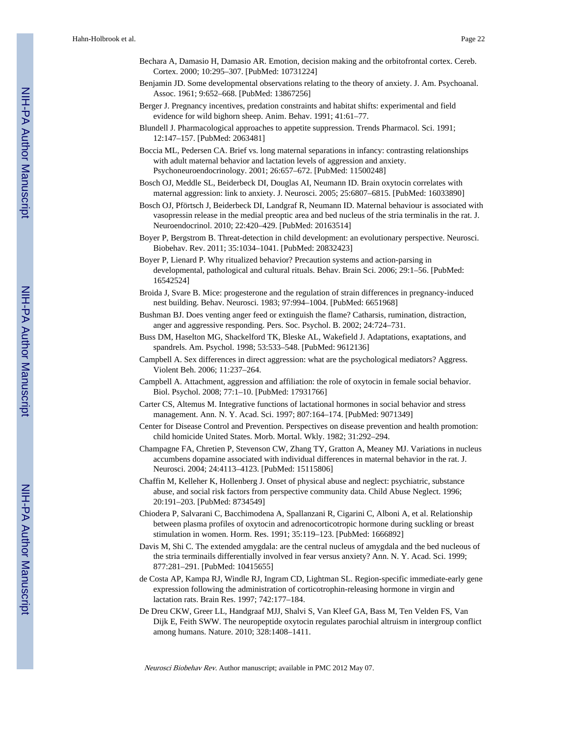Bechara A, Damasio H, Damasio AR. Emotion, decision making and the orbitofrontal cortex. Cereb. Cortex. 2000; 10:295–307. [PubMed: 10731224]

Benjamin JD. Some developmental observations relating to the theory of anxiety. J. Am. Psychoanal. Assoc. 1961; 9:652–668. [PubMed: 13867256]

Berger J. Pregnancy incentives, predation constraints and habitat shifts: experimental and field evidence for wild bighorn sheep. Anim. Behav. 1991; 41:61–77.

Blundell J. Pharmacological approaches to appetite suppression. Trends Pharmacol. Sci. 1991; 12:147–157. [PubMed: 2063481]

Boccia ML, Pedersen CA. Brief vs. long maternal separations in infancy: contrasting relationships with adult maternal behavior and lactation levels of aggression and anxiety. Psychoneuroendocrinology. 2001; 26:657–672. [PubMed: 11500248]

Bosch OJ, Meddle SL, Beiderbeck DI, Douglas AI, Neumann ID. Brain oxytocin correlates with maternal aggression: link to anxiety. J. Neurosci. 2005; 25:6807–6815. [PubMed: 16033890]

Bosch OJ, Pförtsch J, Beiderbeck DI, Landgraf R, Neumann ID. Maternal behaviour is associated with vasopressin release in the medial preoptic area and bed nucleus of the stria terminalis in the rat. J. Neuroendocrinol. 2010; 22:420–429. [PubMed: 20163514]

Boyer P, Bergstrom B. Threat-detection in child development: an evolutionary perspective. Neurosci. Biobehav. Rev. 2011; 35:1034–1041. [PubMed: 20832423]

Boyer P, Lienard P. Why ritualized behavior? Precaution systems and action-parsing in developmental, pathological and cultural rituals. Behav. Brain Sci. 2006; 29:1–56. [PubMed: 16542524]

Broida J, Svare B. Mice: progesterone and the regulation of strain differences in pregnancy-induced nest building. Behav. Neurosci. 1983; 97:994–1004. [PubMed: 6651968]

Bushman BJ. Does venting anger feed or extinguish the flame? Catharsis, rumination, distraction, anger and aggressive responding. Pers. Soc. Psychol. B. 2002; 24:724–731.

Buss DM, Haselton MG, Shackelford TK, Bleske AL, Wakefield J. Adaptations, exaptations, and spandrels. Am. Psychol. 1998; 53:533–548. [PubMed: 9612136]

Campbell A. Sex differences in direct aggression: what are the psychological mediators? Aggress. Violent Beh. 2006; 11:237–264.

Campbell A. Attachment, aggression and affiliation: the role of oxytocin in female social behavior. Biol. Psychol. 2008; 77:1–10. [PubMed: 17931766]

Carter CS, Altemus M. Integrative functions of lactational hormones in social behavior and stress management. Ann. N. Y. Acad. Sci. 1997; 807:164–174. [PubMed: 9071349]

Center for Disease Control and Prevention. Perspectives on disease prevention and health promotion: child homicide United States. Morb. Mortal. Wkly. 1982; 31:292–294.

Champagne FA, Chretien P, Stevenson CW, Zhang TY, Gratton A, Meaney MJ. Variations in nucleus accumbens dopamine associated with individual differences in maternal behavior in the rat. J. Neurosci. 2004; 24:4113–4123. [PubMed: 15115806]

Chaffin M, Kelleher K, Hollenberg J. Onset of physical abuse and neglect: psychiatric, substance abuse, and social risk factors from perspective community data. Child Abuse Neglect. 1996; 20:191–203. [PubMed: 8734549]

Chiodera P, Salvarani C, Bacchimodena A, Spallanzani R, Cigarini C, Alboni A, et al. Relationship between plasma profiles of oxytocin and adrenocorticotropic hormone during suckling or breast stimulation in women. Horm. Res. 1991; 35:119–123. [PubMed: 1666892]

Davis M, Shi C. The extended amygdala: are the central nucleus of amygdala and the bed nucleous of the stria terminails differentially involved in fear versus anxiety? Ann. N. Y. Acad. Sci. 1999; 877:281–291. [PubMed: 10415655]

de Costa AP, Kampa RJ, Windle RJ, Ingram CD, Lightman SL. Region-specific immediate-early gene expression following the administration of corticotrophin-releasing hormone in virgin and lactation rats. Brain Res. 1997; 742:177–184.

De Dreu CKW, Greer LL, Handgraaf MJJ, Shalvi S, Van Kleef GA, Bass M, Ten Velden FS, Van Dijk E, Feith SWW. The neuropeptide oxytocin regulates parochial altruism in intergroup conflict among humans. Nature. 2010; 328:1408–1411.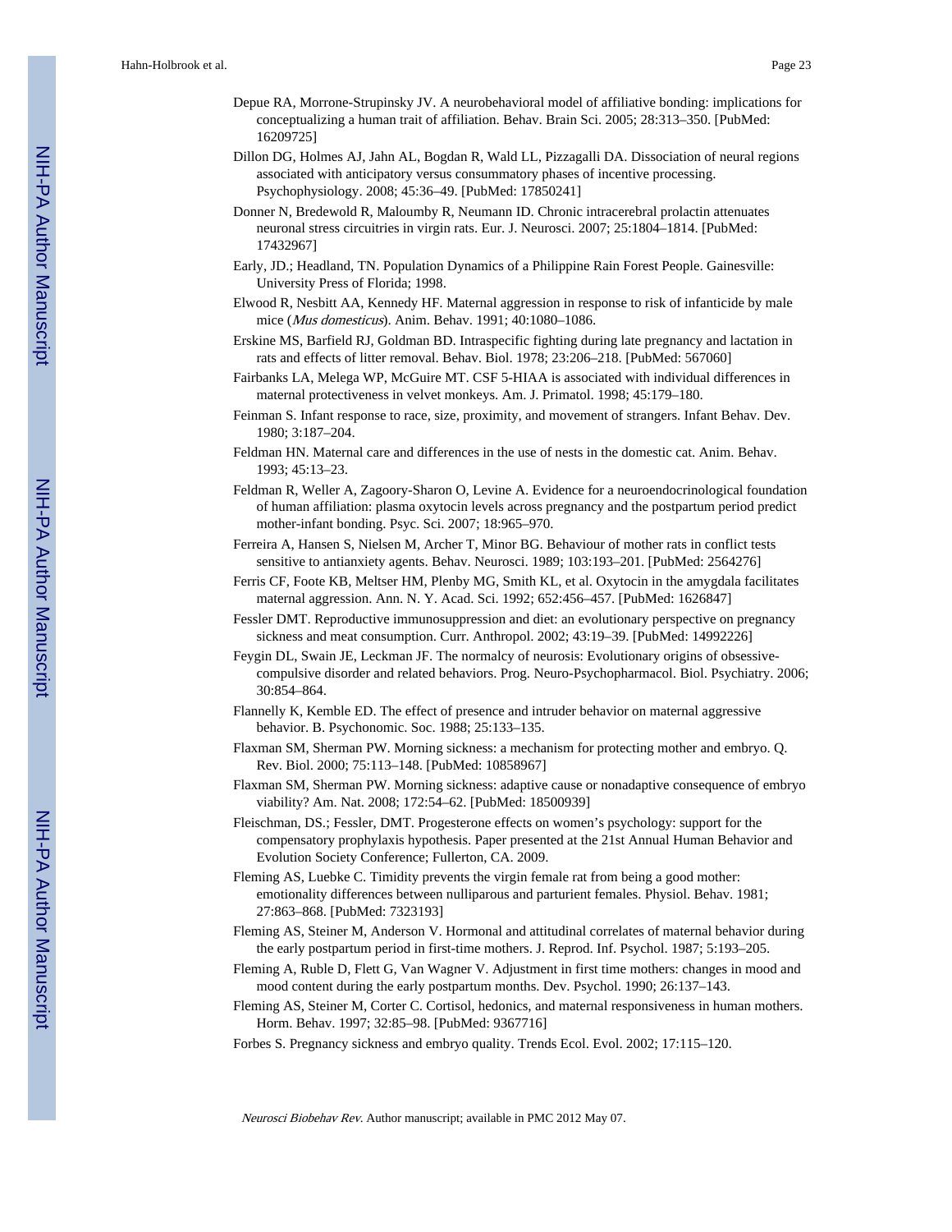Depue RA, Morrone-Strupinsky JV. A neurobehavioral model of affiliative bonding: implications for conceptualizing a human trait of affiliation. Behav. Brain Sci. 2005; 28:313–350. [PubMed: 16209725]

Dillon DG, Holmes AJ, Jahn AL, Bogdan R, Wald LL, Pizzagalli DA. Dissociation of neural regions associated with anticipatory versus consummatory phases of incentive processing. Psychophysiology. 2008; 45:36–49. [PubMed: 17850241]

Donner N, Bredewold R, Maloumby R, Neumann ID. Chronic intracerebral prolactin attenuates neuronal stress circuitries in virgin rats. Eur. J. Neurosci. 2007; 25:1804–1814. [PubMed: 17432967]

Early, JD.; Headland, TN. Population Dynamics of a Philippine Rain Forest People. Gainesville: University Press of Florida; 1998.

Elwood R, Nesbitt AA, Kennedy HF. Maternal aggression in response to risk of infanticide by male mice (*Mus domesticus*). Anim. Behav. 1991; 40:1080–1086.

Erskine MS, Barfield RJ, Goldman BD. Intraspecific fighting during late pregnancy and lactation in rats and effects of litter removal. Behav. Biol. 1978; 23:206–218. [PubMed: 567060]

Fairbanks LA, Melega WP, McGuire MT. CSF 5-HIAA is associated with individual differences in maternal protectiveness in velvet monkeys. Am. J. Primatol. 1998; 45:179–180.

Feinman S. Infant response to race, size, proximity, and movement of strangers. Infant Behav. Dev. 1980; 3:187–204.

Feldman HN. Maternal care and differences in the use of nests in the domestic cat. Anim. Behav. 1993; 45:13–23.

Feldman R, Weller A, Zagoory-Sharon O, Levine A. Evidence for a neuroendocrinological foundation of human affiliation: plasma oxytocin levels across pregnancy and the postpartum period predict mother-infant bonding. Psyc. Sci. 2007; 18:965–970.

Ferreira A, Hansen S, Nielsen M, Archer T, Minor BG. Behaviour of mother rats in conflict tests sensitive to antianxiety agents. Behav. Neurosci. 1989; 103:193–201. [PubMed: 2564276]

Ferris CF, Foote KB, Meltser HM, Plenby MG, Smith KL, et al. Oxytocin in the amygdala facilitates maternal aggression. Ann. N. Y. Acad. Sci. 1992; 652:456–457. [PubMed: 1626847]

Fessler DMT. Reproductive immunosuppression and diet: an evolutionary perspective on pregnancy sickness and meat consumption. Curr. Anthropol. 2002; 43:19–39. [PubMed: 14992226]

Feygin DL, Swain JE, Leckman JF. The normalcy of neurosis: Evolutionary origins of obsessive-compulsive disorder and related behaviors. Prog. Neuro-Psychopharmacol. Biol. Psychiatry. 2006; 30:854–864.

Flannelly K, Kemble ED. The effect of presence and intruder behavior on maternal aggressive behavior. B. Psychonomic. Soc. 1988; 25:133–135.

Flaxman SM, Sherman PW. Morning sickness: a mechanism for protecting mother and embryo. Q. Rev. Biol. 2000; 75:113–148. [PubMed: 10858967]

Flaxman SM, Sherman PW. Morning sickness: adaptive cause or nonadaptive consequence of embryo viability? Am. Nat. 2008; 172:54–62. [PubMed: 18500939]

Fleischman, DS.; Fessler, DMT. Progesterone effects on women's psychology: support for the compensatory prophylaxis hypothesis. Paper presented at the 21st Annual Human Behavior and Evolution Society Conference; Fullerton, CA. 2009.

Fleming AS, Luebke C. Timidity prevents the virgin female rat from being a good mother: emotionality differences between nulliparous and parturient females. Physiol. Behav. 1981; 27:863–868. [PubMed: 7323193]

Fleming AS, Steiner M, Anderson V. Hormonal and attitudinal correlates of maternal behavior during the early postpartum period in first-time mothers. J. Reprod. Inf. Psychol. 1987; 5:193–205.

Fleming A, Ruble D, Flett G, Van Wagner V. Adjustment in first time mothers: changes in mood and mood content during the early postpartum months. Dev. Psychol. 1990; 26:137–143.

Fleming AS, Steiner M, Corter C. Cortisol, hedonics, and maternal responsiveness in human mothers. Horm. Behav. 1997; 32:85–98. [PubMed: 9367716]

Forbes S. Pregnancy sickness and embryo quality. Trends Ecol. Evol. 2002; 17:115–120.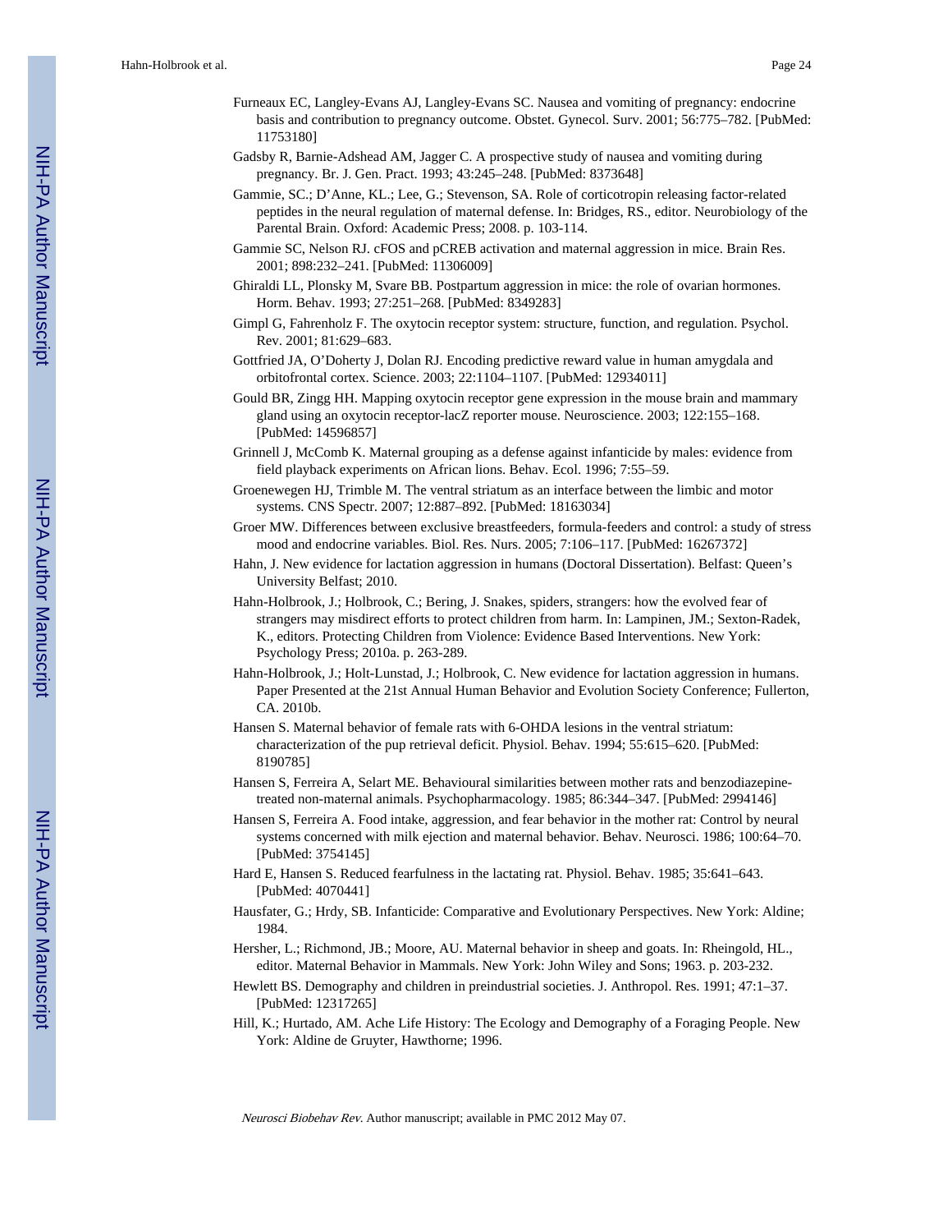Furneaux EC, Langley-Evans AJ, Langley-Evans SC. Nausea and vomiting of pregnancy: endocrine basis and contribution to pregnancy outcome. Obstet. Gynecol. Surv. 2001; 56:775–782. [PubMed: 11753180]

Gadsby R, Barnie-Adshead AM, Jagger C. A prospective study of nausea and vomiting during pregnancy. Br. J. Gen. Pract. 1993; 43:245–248. [PubMed: 8373648]

Gammie, SC.; D'Anne, KL.; Lee, G.; Stevenson, SA. Role of corticotropin releasing factor-related peptides in the neural regulation of maternal defense. In: Bridges, RS., editor. Neurobiology of the Parental Brain. Oxford: Academic Press; 2008. p. 103-114.

Gammie SC, Nelson RJ. cFOS and pCREB activation and maternal aggression in mice. Brain Res. 2001; 898:232–241. [PubMed: 11306009]

Ghiraldi LL, Plonsky M, Svare BB. Postpartum aggression in mice: the role of ovarian hormones. Horm. Behav. 1993; 27:251–268. [PubMed: 8349283]

Gimpl G, Fahrenholz F. The oxytocin receptor system: structure, function, and regulation. Psychol. Rev. 2001; 81:629–683.

Gottfried JA, O'Doherty J, Dolan RJ. Encoding predictive reward value in human amygdala and orbitofrontal cortex. Science. 2003; 22:1104–1107. [PubMed: 12934011]

Gould BR, Zingg HH. Mapping oxytocin receptor gene expression in the mouse brain and mammary gland using an oxytocin receptor-lacZ reporter mouse. Neuroscience. 2003; 122:155–168. [PubMed: 14596857]

Grinnell J, McComb K. Maternal grouping as a defense against infanticide by males: evidence from field playback experiments on African lions. Behav. Ecol. 1996; 7:55–59.

Groenewegen HJ, Trimble M. The ventral striatum as an interface between the limbic and motor systems. CNS Spectr. 2007; 12:887–892. [PubMed: 18163034]

Groer MW. Differences between exclusive breastfeeders, formula-feeders and control: a study of stress mood and endocrine variables. Biol. Res. Nurs. 2005; 7:106–117. [PubMed: 16267372]

Hahn, J. New evidence for lactation aggression in humans (Doctoral Dissertation). Belfast: Queen's University Belfast; 2010.

Hahn-Holbrook, J.; Holbrook, C.; Bering, J. Snakes, spiders, strangers: how the evolved fear of strangers may misdirect efforts to protect children from harm. In: Lampinen, JM.; Sexton-Radek, K., editors. Protecting Children from Violence: Evidence Based Interventions. New York: Psychology Press; 2010a. p. 263-289.

Hahn-Holbrook, J.; Holt-Lunstad, J.; Holbrook, C. New evidence for lactation aggression in humans. Paper Presented at the 21st Annual Human Behavior and Evolution Society Conference; Fullerton, CA. 2010b.

Hansen S. Maternal behavior of female rats with 6-OHDA lesions in the ventral striatum: characterization of the pup retrieval deficit. Physiol. Behav. 1994; 55:615–620. [PubMed: 8190785]

Hansen S, Ferreira A, Selart ME. Behavioural similarities between mother rats and benzodiazepine-treated non-maternal animals. Psychopharmacology. 1985; 86:344–347. [PubMed: 2994146]

Hansen S, Ferreira A. Food intake, aggression, and fear behavior in the mother rat: Control by neural systems concerned with milk ejection and maternal behavior. Behav. Neurosci. 1986; 100:64–70. [PubMed: 3754145]

Hard E, Hansen S. Reduced fearfulness in the lactating rat. Physiol. Behav. 1985; 35:641–643. [PubMed: 4070441]

Hausfater, G.; Hrdy, SB. Infanticide: Comparative and Evolutionary Perspectives. New York: Aldine; 1984.

Hersher, L.; Richmond, JB.; Moore, AU. Maternal behavior in sheep and goats. In: Rheingold, HL., editor. Maternal Behavior in Mammals. New York: John Wiley and Sons; 1963. p. 203-232.

Hewlett BS. Demography and children in preindustrial societies. J. Anthropol. Res. 1991; 47:1–37. [PubMed: 12317265]

Hill, K.; Hurtado, AM. Ache Life History: The Ecology and Demography of a Foraging People. New York: Aldine de Gruyter, Hawthorne; 1996.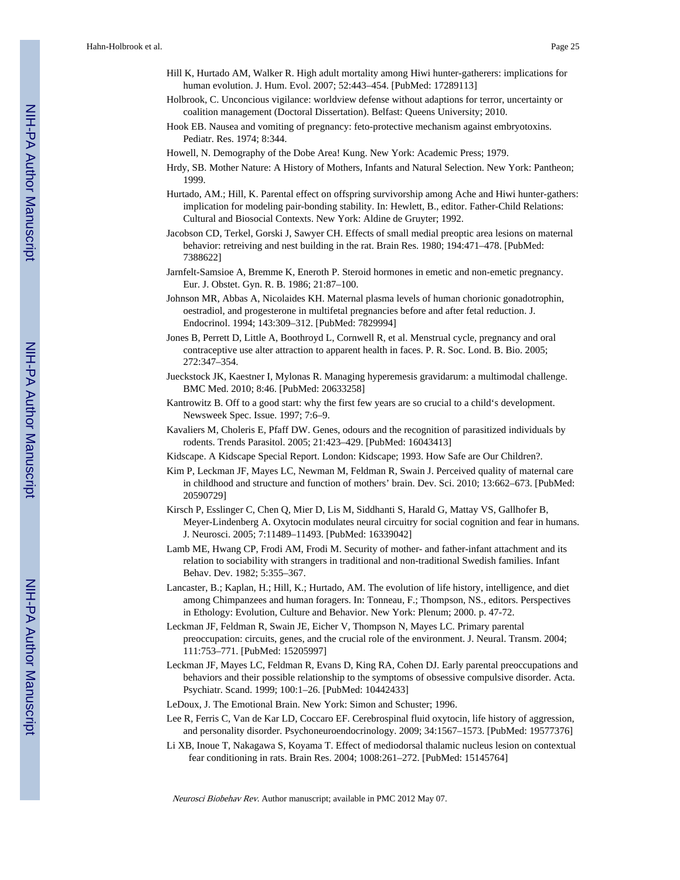Hill K, Hurtado AM, Walker R. High adult mortality among Hiwi hunter-gatherers: implications for human evolution. J. Hum. Evol. 2007; 52:443–454. [PubMed: 17289113]

Holbrook, C. Unconcious vigilance: worldview defense without adaptions for terror, uncertainty or coalition management (Doctoral Dissertation). Belfast: Queens University; 2010.

Hook EB. Nausea and vomiting of pregnancy: feto-protective mechanism against embryotoxins. Pediatr. Res. 1974; 8:344.

Howell, N. Demography of the Dobe Area! Kung. New York: Academic Press; 1979.

Hrdy, SB. Mother Nature: A History of Mothers, Infants and Natural Selection. New York: Pantheon; 1999.

Hurtado, AM.; Hill, K. Parental effect on offspring survivorship among Ache and Hiwi hunter-gathers: implication for modeling pair-bonding stability. In: Hewlett, B., editor. Father-Child Relations: Cultural and Biosocial Contexts. New York: Aldine de Gruyter; 1992.

Jacobson CD, Terkel, Gorski J, Sawyer CH. Effects of small medial preoptic area lesions on maternal behavior: retreiving and nest building in the rat. Brain Res. 1980; 194:471–478. [PubMed: 7388622]

Jarnfelt-Samsioe A, Bremme K, Eneroth P. Steroid hormones in emetic and non-emetic pregnancy. Eur. J. Obstet. Gyn. R. B. 1986; 21:87–100.

Johnson MR, Abbas A, Nicolaides KH. Maternal plasma levels of human chorionic gonadotrophin, oestradiol, and progesterone in multifetal pregnancies before and after fetal reduction. J. Endocrinol. 1994; 143:309–312. [PubMed: 7829994]

Jones B, Perrett D, Little A, Boothroyd L, Cornwell R, et al. Menstrual cycle, pregnancy and oral contraceptive use alter attraction to apparent health in faces. P. R. Soc. Lond. B. Bio. 2005; 272:347–354.

Jueckstock JK, Kaestner I, Mylonas R. Managing hyperemesis gravidarum: a multimodal challenge. BMC Med. 2010; 8:46. [PubMed: 20633258]

Kantrowitz B. Off to a good start: why the first few years are so crucial to a child's development. Newsweek Spec. Issue. 1997; 7:6–9.

Kavaliers M, Choleris E, Pfaff DW. Genes, odours and the recognition of parasitized individuals by rodents. Trends Parasitol. 2005; 21:423–429. [PubMed: 16043413]

Kidscape. A Kidscape Special Report. London: Kidscape; 1993. How Safe are Our Children?.

Kim P, Leckman JF, Mayes LC, Newman M, Feldman R, Swain J. Perceived quality of maternal care in childhood and structure and function of mothers' brain. Dev. Sci. 2010; 13:662–673. [PubMed: 20590729]

Kirsch P, Esslinger C, Chen Q, Mier D, Lis M, Siddhanti S, Harald G, Mattay VS, Gallhofer B, Meyer-Lindenberg A. Oxytocin modulates neural circuitry for social cognition and fear in humans. J. Neurosci. 2005; 7:11489–11493. [PubMed: 16339042]

Lamb ME, Hwang CP, Frodi AM, Frodi M. Security of mother- and father-infant attachment and its relation to sociability with strangers in traditional and non-traditional Swedish families. Infant Behav. Dev. 1982; 5:355–367.

Lancaster, B.; Kaplan, H.; Hill, K.; Hurtado, AM. The evolution of life history, intelligence, and diet among Chimpanzees and human foragers. In: Tonneau, F.; Thompson, NS., editors. Perspectives in Ethology: Evolution, Culture and Behavior. New York: Plenum; 2000. p. 47-72.

Leckman JF, Feldman R, Swain JE, Eicher V, Thompson N, Mayes LC. Primary parental preoccupation: circuits, genes, and the crucial role of the environment. J. Neural. Transm. 2004; 111:753–771. [PubMed: 15205997]

Leckman JF, Mayes LC, Feldman R, Evans D, King RA, Cohen DJ. Early parental preoccupations and behaviors and their possible relationship to the symptoms of obsessive compulsive disorder. Acta. Psychiatr. Scand. 1999; 100:1–26. [PubMed: 10442433]

LeDoux, J. The Emotional Brain. New York: Simon and Schuster; 1996.

Lee R, Ferris C, Van de Kar LD, Coccaro EF. Cerebrospinal fluid oxytocin, life history of aggression, and personality disorder. Psychoneuroendocrinology. 2009; 34:1567–1573. [PubMed: 19577376]

Li XB, Inoue T, Nakagawa S, Koyama T. Effect of mediodorsal thalamic nucleus lesion on contextual fear conditioning in rats. Brain Res. 2004; 1008:261–272. [PubMed: 15145764]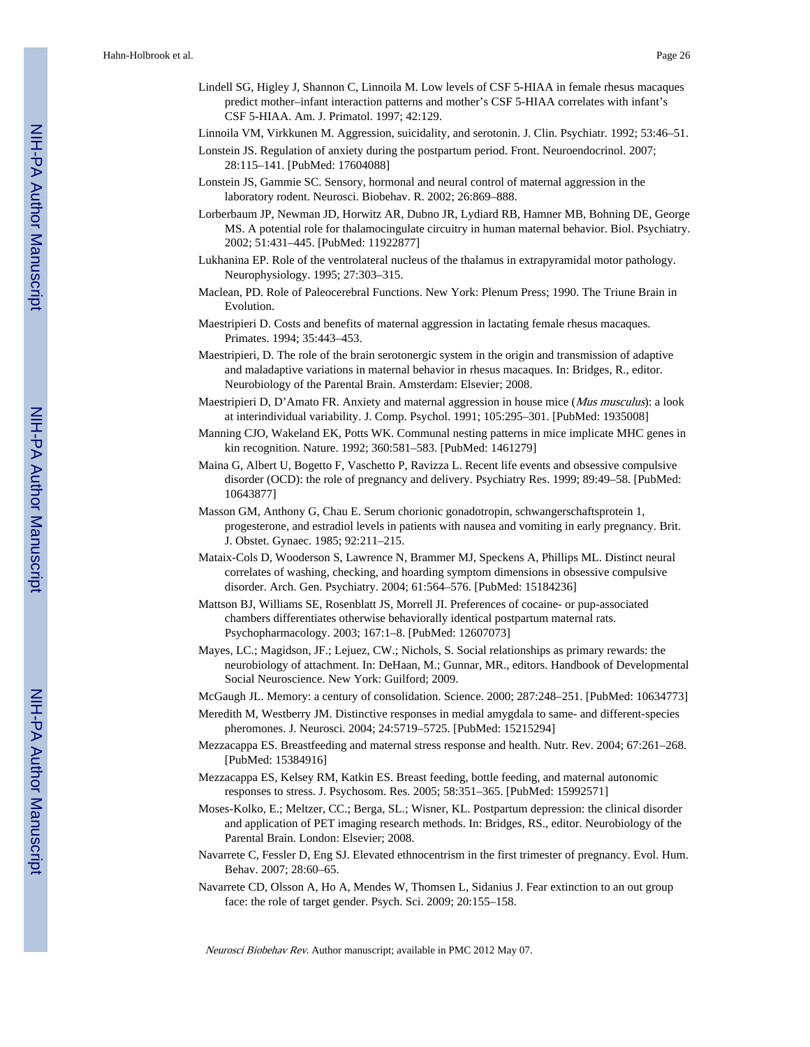Lindell SG, Higley J, Shannon C, Linnoila M. Low levels of CSF 5-HIAA in female rhesus macaques predict mother–infant interaction patterns and mother's CSF 5-HIAA correlates with infant's CSF 5-HIAA. Am. J. Primatol. 1997; 42:129.

Linnoila VM, Virkkunen M. Aggression, suicidality, and serotonin. J. Clin. Psychiatr. 1992; 53:46–51.

Lonstein JS. Regulation of anxiety during the postpartum period. Front. Neuroendocrinol. 2007; 28:115–141. [PubMed: 17604088]

Lonstein JS, Gammie SC. Sensory, hormonal and neural control of maternal aggression in the laboratory rodent. Neurosci. Biobehav. R. 2002; 26:869–888.

Lorberbaum JP, Newman JD, Horwitz AR, Dubno JR, Lydiard RB, Hamner MB, Bohning DE, George MS. A potential role for thalamocingulate circuitry in human maternal behavior. Biol. Psychiatry. 2002; 51:431–445. [PubMed: 11922877]

Lukhanina EP. Role of the ventrolateral nucleus of the thalamus in extrapyramidal motor pathology. Neurophysiology. 1995; 27:303–315.

Maclean, PD. Role of Paleocerebral Functions. New York: Plenum Press; 1990. The Triune Brain in Evolution.

Maestripieri D. Costs and benefits of maternal aggression in lactating female rhesus macaques. Primates. 1994; 35:443–453.

Maestripieri, D. The role of the brain serotonergic system in the origin and transmission of adaptive and maladaptive variations in maternal behavior in rhesus macaques. In: Bridges, R., editor. Neurobiology of the Parental Brain. Amsterdam: Elsevier; 2008.

Maestripieri D, D'Amato FR. Anxiety and maternal aggression in house mice (*Mus musculus*): a look at interindividual variability. J. Comp. Psychol. 1991; 105:295–301. [PubMed: 1935008]

Manning CJO, Wakeland EK, Potts WK. Communal nesting patterns in mice implicate MHC genes in kin recognition. Nature. 1992; 360:581–583. [PubMed: 1461279]

Maina G, Albert U, Bogetto F, Vaschetto P, Ravizza L. Recent life events and obsessive compulsive disorder (OCD): the role of pregnancy and delivery. Psychiatry Res. 1999; 89:49–58. [PubMed: 10643877]

Masson GM, Anthony G, Chau E. Serum chorionic gonadotropin, schwangerschaftsprotein 1, progesterone, and estradiol levels in patients with nausea and vomiting in early pregnancy. Brit. J. Obstet. Gynaec. 1985; 92:211–215.

Mataix-Cols D, Wooderson S, Lawrence N, Brammer MJ, Speckens A, Phillips ML. Distinct neural correlates of washing, checking, and hoarding symptom dimensions in obsessive compulsive disorder. Arch. Gen. Psychiatry. 2004; 61:564–576. [PubMed: 15184236]

Mattson BJ, Williams SE, Rosenblatt JS, Morrell JI. Preferences of cocaine- or pup-associated chambers differentiates otherwise behaviorally identical postpartum maternal rats. Psychopharmacology. 2003; 167:1–8. [PubMed: 12607073]

Mayes, LC.; Magidson, JF.; Lejuez, CW.; Nichols, S. Social relationships as primary rewards: the neurobiology of attachment. In: DeHaan, M.; Gunnar, MR., editors. Handbook of Developmental Social Neuroscience. New York: Guilford; 2009.

McGaugh JL. Memory: a century of consolidation. Science. 2000; 287:248–251. [PubMed: 10634773]

Meredith M, Westberry JM. Distinctive responses in medial amygdala to same- and different-species pheromones. J. Neurosci. 2004; 24:5719–5725. [PubMed: 15215294]

Mezzacappa ES. Breastfeeding and maternal stress response and health. Nutr. Rev. 2004; 67:261–268. [PubMed: 15384916]

Mezzacappa ES, Kelsey RM, Katkin ES. Breast feeding, bottle feeding, and maternal autonomic responses to stress. J. Psychosom. Res. 2005; 58:351–365. [PubMed: 15992571]

Moses-Kolko, E.; Meltzer, CC.; Berga, SL.; Wisner, KL. Postpartum depression: the clinical disorder and application of PET imaging research methods. In: Bridges, RS., editor. Neurobiology of the Parental Brain. London: Elsevier; 2008.

Navarrete C, Fessler D, Eng SJ. Elevated ethnocentrism in the first trimester of pregnancy. Evol. Hum. Behav. 2007; 28:60–65.

Navarrete CD, Olsson A, Ho A, Mendes W, Thomsen L, Sidanius J. Fear extinction to an out group face: the role of target gender. Psych. Sci. 2009; 20:155–158.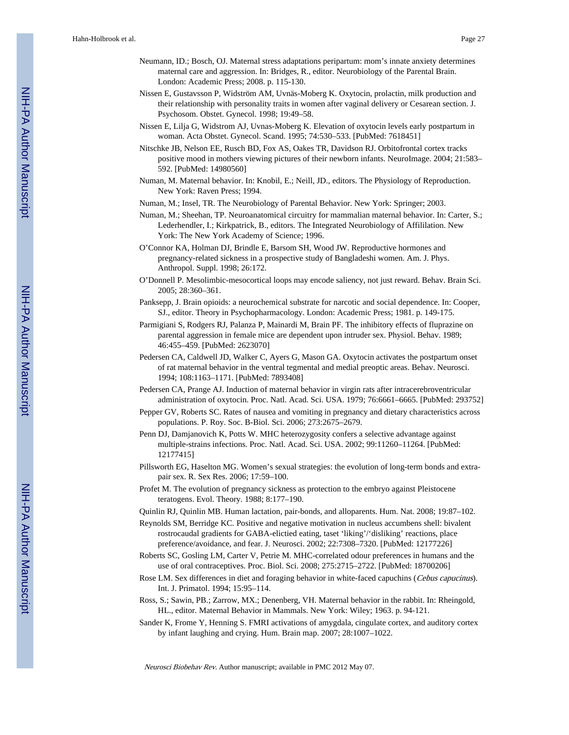Neumann, ID.; Bosch, OJ. Maternal stress adaptations peripartum: mom's innate anxiety determines maternal care and aggression. In: Bridges, R., editor. Neurobiology of the Parental Brain. London: Academic Press; 2008. p. 115-130.

Nissen E, Gustavsson P, Widström AM, Uvnäs-Moberg K. Oxytocin, prolactin, milk production and their relationship with personality traits in women after vaginal delivery or Cesarean section. J. Psychosom. Obstet. Gynecol. 1998; 19:49–58.

Nissen E, Lilja G, Widstrom AJ, Uvnas-Moberg K. Elevation of oxytocin levels early postpartum in woman. Acta Obstet. Gynecol. Scand. 1995; 74:530–533. [PubMed: 7618451]

Nitschke JB, Nelson EE, Rusch BD, Fox AS, Oakes TR, Davidson RJ. Orbitofrontal cortex tracks positive mood in mothers viewing pictures of their newborn infants. NeuroImage. 2004; 21:583–592. [PubMed: 14980560]

Numan, M. Maternal behavior. In: Knobil, E.; Neill, JD., editors. The Physiology of Reproduction. New York: Raven Press; 1994.

Numan, M.; Insel, TR. The Neurobiology of Parental Behavior. New York: Springer; 2003.

Numan, M.; Sheehan, TP. Neuroanatomical circuitry for mammalian maternal behavior. In: Carter, S.; Lederhendler, I.; Kirkpatrick, B., editors. The Integrated Neurobiology of Affililation. New York: The New York Academy of Science; 1996.

O'Connor KA, Holman DJ, Brindle E, Barsom SH, Wood JW. Reproductive hormones and pregnancy-related sickness in a prospective study of Bangladeshi women. Am. J. Phys. Anthropol. Suppl. 1998; 26:172.

O'Donnell P. Mesolimbic-mesocortical loops may encode saliency, not just reward. Behav. Brain Sci. 2005; 28:360–361.

Panksepp, J. Brain opioids: a neurochemical substrate for narcotic and social dependence. In: Cooper, SJ., editor. Theory in Psychopharmacology. London: Academic Press; 1981. p. 149-175.

Parmigiani S, Rodgers RJ, Palanza P, Mainardi M, Brain PF. The inhibitory effects of fluprazine on parental aggression in female mice are dependent upon intruder sex. Physiol. Behav. 1989; 46:455–459. [PubMed: 2623070]

Pedersen CA, Caldwell JD, Walker C, Ayers G, Mason GA. Oxytocin activates the postpartum onset of rat maternal behavior in the ventral tegmental and medial preoptic areas. Behav. Neurosci. 1994; 108:1163–1171. [PubMed: 7893408]

Pedersen CA, Prange AJ. Induction of maternal behavior in virgin rats after intracerebroventricular administration of oxytocin. Proc. Natl. Acad. Sci. USA. 1979; 76:6661–6665. [PubMed: 293752]

Pepper GV, Roberts SC. Rates of nausea and vomiting in pregnancy and dietary characteristics across populations. P. Roy. Soc. B-Biol. Sci. 2006; 273:2675–2679.

Penn DJ, Damjanovich K, Potts W. MHC heterozygosity confers a selective advantage against multiple-strains infections. Proc. Natl. Acad. Sci. USA. 2002; 99:11260–11264. [PubMed: 12177415]

Pillsworth EG, Haselton MG. Women's sexual strategies: the evolution of long-term bonds and extra-pair sex. R. Sex Res. 2006; 17:59–100.

Profet M. The evolution of pregnancy sickness as protection to the embryo against Pleistocene teratogens. Evol. Theory. 1988; 8:177–190.

Quinlin RJ, Quinlin MB. Human lactation, pair-bonds, and alloparents. Hum. Nat. 2008; 19:87–102.

Reynolds SM, Berridge KC. Positive and negative motivation in nucleus accumbens shell: bivalent rostrocaudal gradients for GABA-elictied eating, taset 'liking'/'disliking' reactions, place preference/avoidance, and fear. J. Neurosci. 2002; 22:7308–7320. [PubMed: 12177226]

Roberts SC, Gosling LM, Carter V, Petrie M. MHC-correlated odour preferences in humans and the use of oral contraceptives. Proc. Biol. Sci. 2008; 275:2715–2722. [PubMed: 18700206]

Rose LM. Sex differences in diet and foraging behavior in white-faced capuchins (*Cebus capucinus*). Int. J. Primatol. 1994; 15:95–114.

Ross, S.; Sawin, PB.; Zarrow, MX.; Denenberg, VH. Maternal behavior in the rabbit. In: Rheingold, HL., editor. Maternal Behavior in Mammals. New York: Wiley; 1963. p. 94-121.

Sander K, Frome Y, Henning S. FMRI activations of amygdala, cingulate cortex, and auditory cortex by infant laughing and crying. Hum. Brain map. 2007; 28:1007–1022.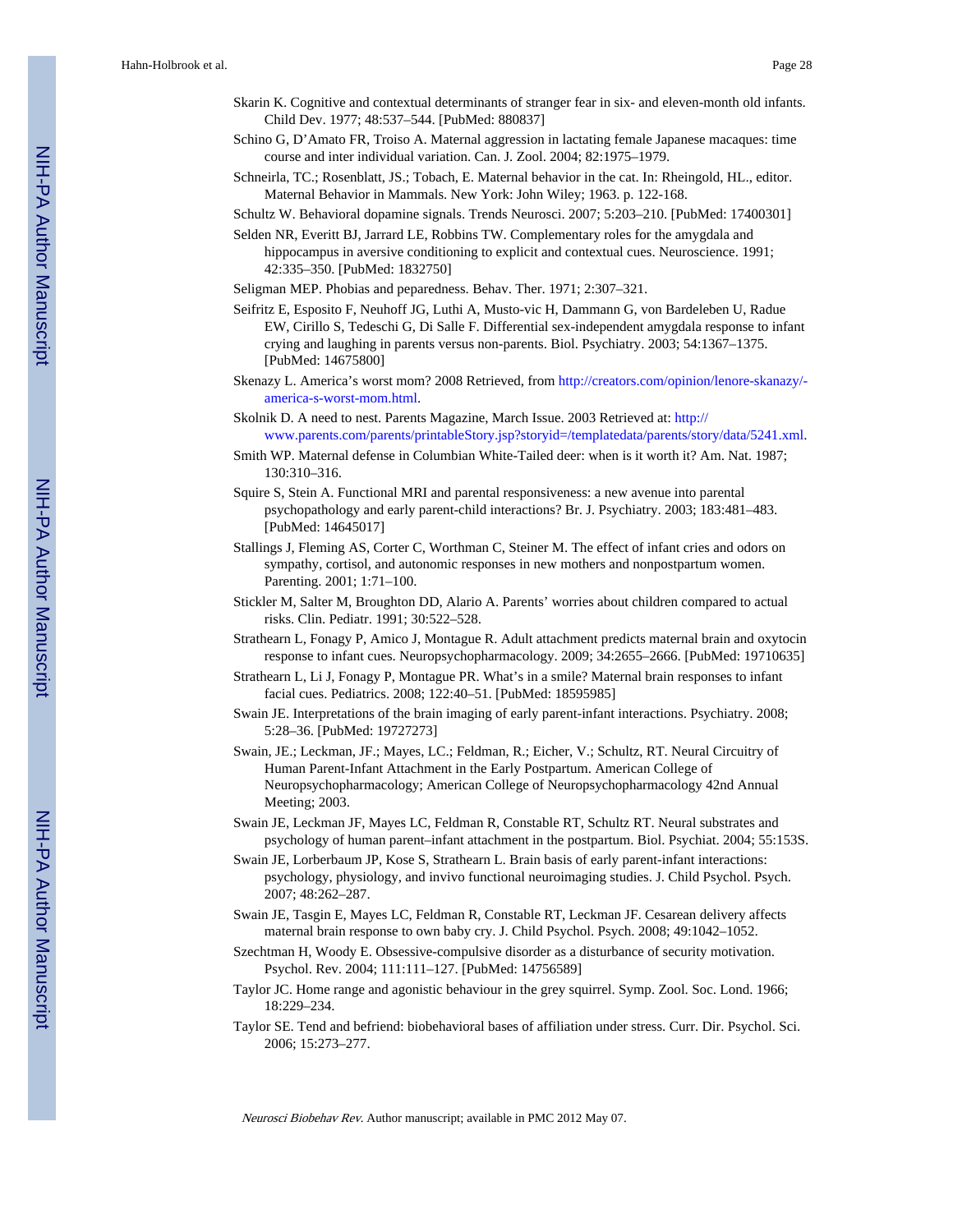Skarin K. Cognitive and contextual determinants of stranger fear in six- and eleven-month old infants. Child Dev. 1977; 48:537–544. [PubMed: 880837]

Schino G, D'Amato FR, Troiso A. Maternal aggression in lactating female Japanese macaques: time course and inter individual variation. Can. J. Zool. 2004; 82:1975–1979.

Schneirla, TC.; Rosenblatt, JS.; Tobach, E. Maternal behavior in the cat. In: Rheingold, HL., editor. Maternal Behavior in Mammals. New York: John Wiley; 1963. p. 122-168.

Schultz W. Behavioral dopamine signals. Trends Neurosci. 2007; 5:203–210. [PubMed: 17400301]

Selden NR, Everitt BJ, Jarrard LE, Robbins TW. Complementary roles for the amygdala and hippocampus in aversive conditioning to explicit and contextual cues. Neuroscience. 1991; 42:335–350. [PubMed: 1832750]

Seligman MEP. Phobias and peparedness. Behav. Ther. 1971; 2:307–321.

Seifritz E, Esposito F, Neuhoff JG, Luthi A, Musto-vic H, Dammann G, von Bardeleben U, Radue EW, Cirillo S, Tedeschi G, Di Salle F. Differential sex-independent amygdala response to infant crying and laughing in parents versus non-parents. Biol. Psychiatry. 2003; 54:1367–1375. [PubMed: 14675800]

Skenazy L. America's worst mom? 2008 Retrieved, from http://creators.com/opinion/lenore-skanazy/-america-s-worst-mom.html.

Skolnik D. A need to nest. Parents Magazine, March Issue. 2003 Retrieved at: http://www.parents.com/parents/printableStory.jsp?storyid=/templatedata/parents/story/data/5241.xml.

Smith WP. Maternal defense in Columbian White-Tailed deer: when is it worth it? Am. Nat. 1987; 130:310–316.

Squire S, Stein A. Functional MRI and parental responsiveness: a new avenue into parental psychopathology and early parent-child interactions? Br. J. Psychiatry. 2003; 183:481–483. [PubMed: 14645017]

Stallings J, Fleming AS, Corter C, Worthman C, Steiner M. The effect of infant cries and odors on sympathy, cortisol, and autonomic responses in new mothers and nonpostpartum women. Parenting. 2001; 1:71–100.

Stickler M, Salter M, Broughton DD, Alario A. Parents' worries about children compared to actual risks. Clin. Pediatr. 1991; 30:522–528.

Strathearn L, Fonagy P, Amico J, Montague R. Adult attachment predicts maternal brain and oxytocin response to infant cues. Neuropsychopharmacology. 2009; 34:2655–2666. [PubMed: 19710635]

Strathearn L, Li J, Fonagy P, Montague PR. What's in a smile? Maternal brain responses to infant facial cues. Pediatrics. 2008; 122:40–51. [PubMed: 18595985]

Swain JE. Interpretations of the brain imaging of early parent-infant interactions. Psychiatry. 2008; 5:28–36. [PubMed: 19727273]

Swain, JE.; Leckman, JF.; Mayes, LC.; Feldman, R.; Eicher, V.; Schultz, RT. Neural Circuitry of Human Parent-Infant Attachment in the Early Postpartum. American College of Neuropsychopharmacology; American College of Neuropsychopharmacology 42nd Annual Meeting; 2003.

Swain JE, Leckman JF, Mayes LC, Feldman R, Constable RT, Schultz RT. Neural substrates and psychology of human parent–infant attachment in the postpartum. Biol. Psychiat. 2004; 55:153S.

Swain JE, Lorberbaum JP, Kose S, Strathearn L. Brain basis of early parent-infant interactions: psychology, physiology, and invivo functional neuroimaging studies. J. Child Psychol. Psych. 2007; 48:262–287.

Swain JE, Tasgin E, Mayes LC, Feldman R, Constable RT, Leckman JF. Cesarean delivery affects maternal brain response to own baby cry. J. Child Psychol. Psych. 2008; 49:1042–1052.

Szechtman H, Woody E. Obsessive-compulsive disorder as a disturbance of security motivation. Psychol. Rev. 2004; 111:111–127. [PubMed: 14756589]

Taylor JC. Home range and agonistic behaviour in the grey squirrel. Symp. Zool. Soc. Lond. 1966; 18:229–234.

Taylor SE. Tend and befriend: biobehavioral bases of affiliation under stress. Curr. Dir. Psychol. Sci. 2006; 15:273–277.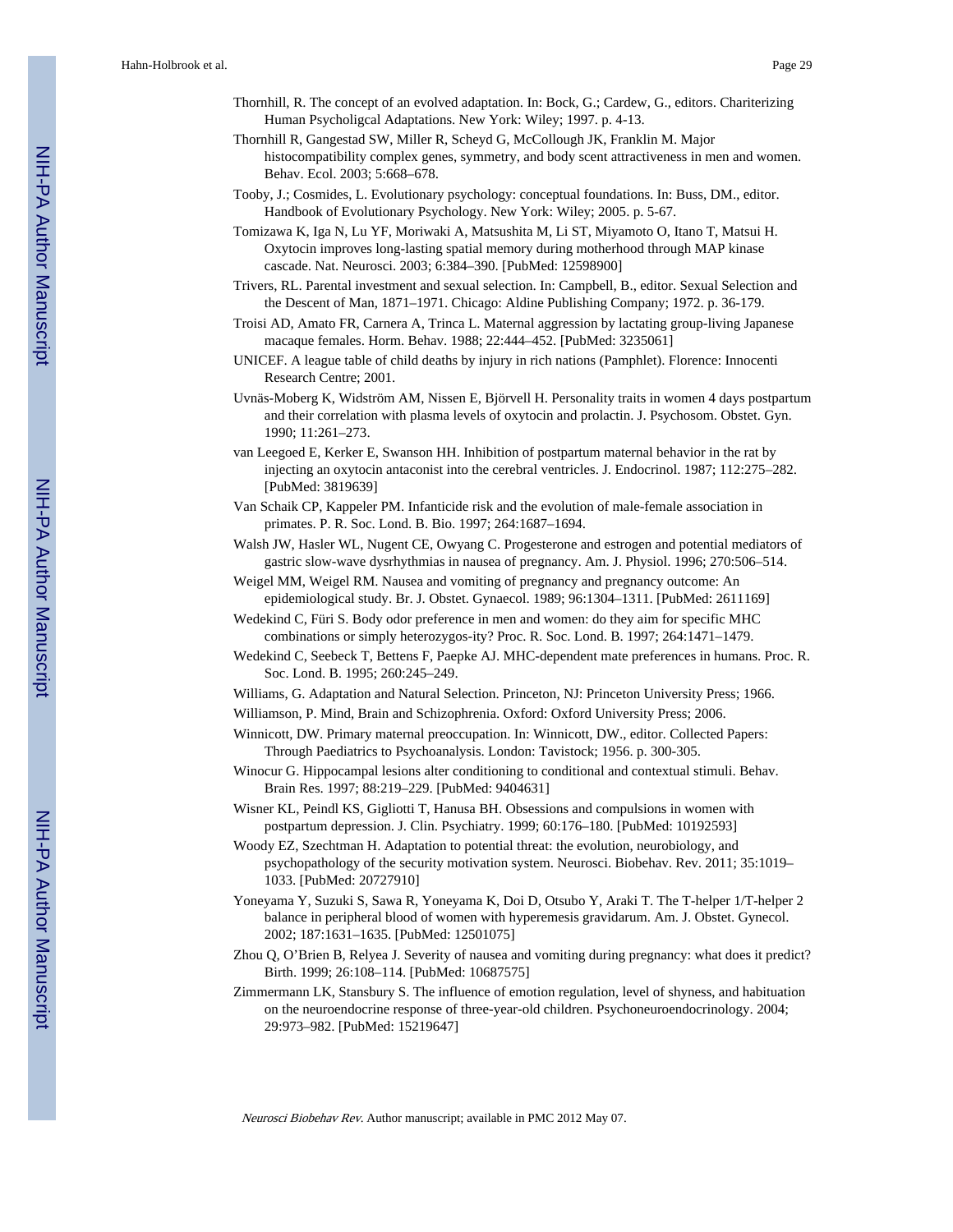Thornhill, R. The concept of an evolved adaptation. In: Bock, G.; Cardew, G., editors. Chariterizing Human Psycholigcal Adaptations. New York: Wiley; 1997. p. 4-13.

Thornhill R, Gangestad SW, Miller R, Scheyd G, McCollough JK, Franklin M. Major histocompatibility complex genes, symmetry, and body scent attractiveness in men and women. Behav. Ecol. 2003; 5:668–678.

Tooby, J.; Cosmides, L. Evolutionary psychology: conceptual foundations. In: Buss, DM., editor. Handbook of Evolutionary Psychology. New York: Wiley; 2005. p. 5-67.

Tomizawa K, Iga N, Lu YF, Moriwaki A, Matsushita M, Li ST, Miyamoto O, Itano T, Matsui H. Oxytocin improves long-lasting spatial memory during motherhood through MAP kinase cascade. Nat. Neurosci. 2003; 6:384–390. [PubMed: 12598900]

Trivers, RL. Parental investment and sexual selection. In: Campbell, B., editor. Sexual Selection and the Descent of Man, 1871–1971. Chicago: Aldine Publishing Company; 1972. p. 36-179.

Troisi AD, Amato FR, Carnera A, Trinca L. Maternal aggression by lactating group-living Japanese macaque females. Horm. Behav. 1988; 22:444–452. [PubMed: 3235061]

UNICEF. A league table of child deaths by injury in rich nations (Pamphlet). Florence: Innocenti Research Centre; 2001.

Uvnäs-Moberg K, Widström AM, Nissen E, Björvell H. Personality traits in women 4 days postpartum and their correlation with plasma levels of oxytocin and prolactin. J. Psychosom. Obstet. Gyn. 1990; 11:261–273.

van Leegoed E, Kerker E, Swanson HH. Inhibition of postpartum maternal behavior in the rat by injecting an oxytocin antaconist into the cerebral ventricles. J. Endocrinol. 1987; 112:275–282. [PubMed: 3819639]

Van Schaik CP, Kappeler PM. Infanticide risk and the evolution of male-female association in primates. P. R. Soc. Lond. B. Bio. 1997; 264:1687–1694.

Walsh JW, Hasler WL, Nugent CE, Owyang C. Progesterone and estrogen and potential mediators of gastric slow-wave dysrhythmias in nausea of pregnancy. Am. J. Physiol. 1996; 270:506–514.

Weigel MM, Weigel RM. Nausea and vomiting of pregnancy and pregnancy outcome: An epidemiological study. Br. J. Obstet. Gynaecol. 1989; 96:1304–1311. [PubMed: 2611169]

Wedekind C, Füri S. Body odor preference in men and women: do they aim for specific MHC combinations or simply heterozygos-ity? Proc. R. Soc. Lond. B. 1997; 264:1471–1479.

Wedekind C, Seebeck T, Bettens F, Paepke AJ. MHC-dependent mate preferences in humans. Proc. R. Soc. Lond. B. 1995; 260:245–249.

Williams, G. Adaptation and Natural Selection. Princeton, NJ: Princeton University Press; 1966.

Williamson, P. Mind, Brain and Schizophrenia. Oxford: Oxford University Press; 2006.

Winnicott, DW. Primary maternal preoccupation. In: Winnicott, DW., editor. Collected Papers: Through Paediatrics to Psychoanalysis. London: Tavistock; 1956. p. 300-305.

Winocur G. Hippocampal lesions alter conditioning to conditional and contextual stimuli. Behav. Brain Res. 1997; 88:219–229. [PubMed: 9404631]

Wisner KL, Peindl KS, Gigliotti T, Hanusa BH. Obsessions and compulsions in women with postpartum depression. J. Clin. Psychiatry. 1999; 60:176–180. [PubMed: 10192593]

Woody EZ, Szechtman H. Adaptation to potential threat: the evolution, neurobiology, and psychopathology of the security motivation system. Neurosci. Biobehav. Rev. 2011; 35:1019–1033. [PubMed: 20727910]

Yoneyama Y, Suzuki S, Sawa R, Yoneyama K, Doi D, Otsubo Y, Araki T. The T-helper 1/T-helper 2 balance in peripheral blood of women with hyperemesis gravidarum. Am. J. Obstet. Gynecol. 2002; 187:1631–1635. [PubMed: 12501075]

Zhou Q, O'Brien B, Relyea J. Severity of nausea and vomiting during pregnancy: what does it predict? Birth. 1999; 26:108–114. [PubMed: 10687575]

Zimmermann LK, Stansbury S. The influence of emotion regulation, level of shyness, and habituation on the neuroendocrine response of three-year-old children. Psychoneuroendocrinology. 2004; 29:973–982. [PubMed: 15219647]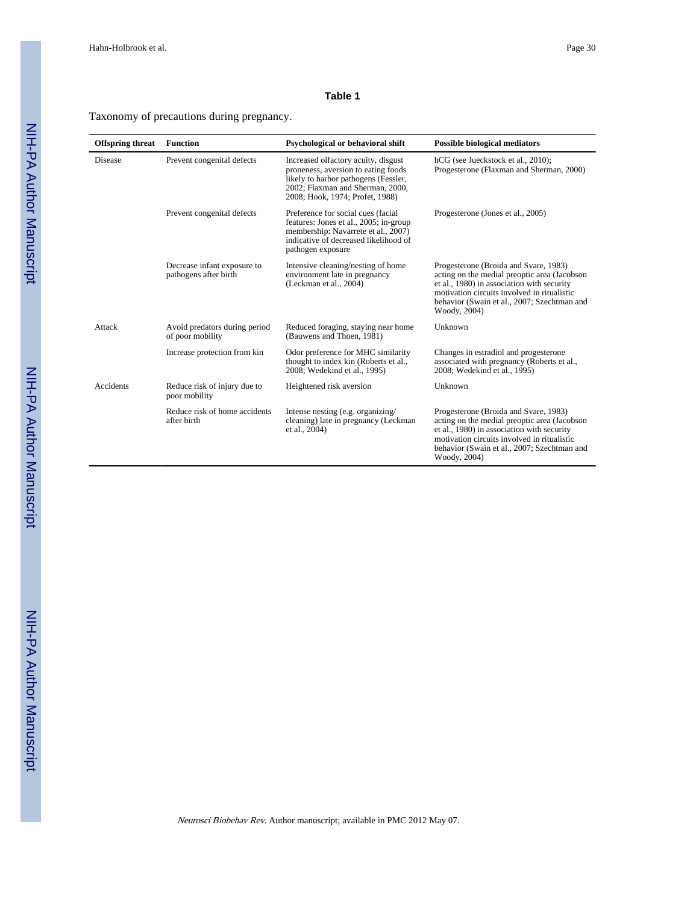**Table 1**

Taxonomy of precautions during pregnancy.

| Offspring threat | Function | Psychological or behavioral shift | Possible biological mediators |
| --- | --- | --- | --- |
| Disease | Prevent congenital defects | Increased olfactory acuity, disgust proneness, aversion to eating foods likely to harbor pathogens (Fessler, 2002; Flaxman and Sherman, 2000, 2008; Hook, 1974; Profet, 1988) | hCG (see Jueckstock et al., 2010); Progesterone (Flaxman and Sherman, 2000) |
| | Prevent congenital defects | Preference for social cues (facial features: Jones et al., 2005; in-group membership: Navarrete et al., 2007) indicative of decreased likelihood of pathogen exposure | Progesterone (Jones et al., 2005) |
| | Decrease infant exposure to pathogens after birth | Intensive cleaning/nesting of home environment late in pregnancy (Leckman et al., 2004) | Progesterone (Broida and Svare, 1983) acting on the medial preoptic area (Jacobson et al., 1980) in association with security motivation circuits involved in ritualistic behavior (Swain et al., 2007; Szechtman and Woody, 2004) |
| Attack | Avoid predators during period of poor mobility | Reduced foraging, staying near home (Bauwens and Thoen, 1981) | Unknown |
| | Increase protection from kin | Odor preference for MHC similarity thought to index kin (Roberts et al., 2008; Wedekind et al., 1995) | Changes in estradiol and progesterone associated with pregnancy (Roberts et al., 2008; Wedekind et al., 1995) |
| Accidents | Reduce risk of injury due to poor mobility | Heightened risk aversion | Unknown |
| | Reduce risk of home accidents after birth | Intense nesting (e.g. organizing/ cleaning) late in pregnancy (Leckman et al., 2004) | Progesterone (Broida and Svare, 1983) acting on the medial preoptic area (Jacobson et al., 1980) in association with security motivation circuits involved in ritualistic behavior (Swain et al., 2007; Szechtman and Woody, 2004) |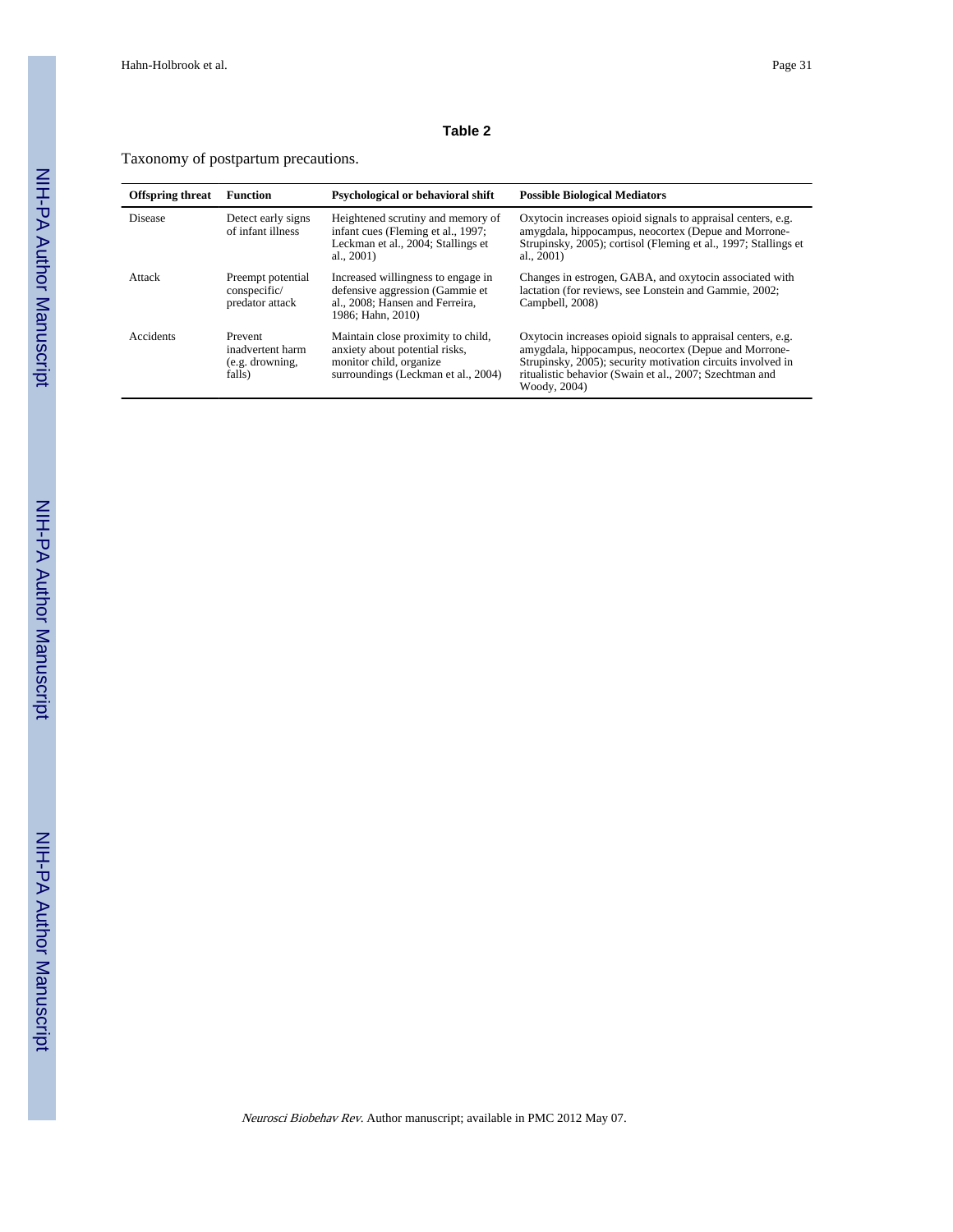**Table 2**

Taxonomy of postpartum precautions.

| Offspring threat | Function | Psychological or behavioral shift | Possible Biological Mediators |
|---|---|---|---|
| Disease | Detect early signs of infant illness | Heightened scrutiny and memory of infant cues (Fleming et al., 1997; Leckman et al., 2004; Stallings et al., 2001) | Oxytocin increases opioid signals to appraisal centers, e.g. amygdala, hippocampus, neocortex (Depue and Morrone-Strupinsky, 2005); cortisol (Fleming et al., 1997; Stallings et al., 2001) |
| Attack | Preempt potential conspecific/ predator attack | Increased willingness to engage in defensive aggression (Gammie et al., 2008; Hansen and Ferreira, 1986; Hahn, 2010) | Changes in estrogen, GABA, and oxytocin associated with lactation (for reviews, see Lonstein and Gammie, 2002; Campbell, 2008) |
| Accidents | Prevent inadvertent harm (e.g. drowning, falls) | Maintain close proximity to child, anxiety about potential risks, monitor child, organize surroundings (Leckman et al., 2004) | Oxytocin increases opioid signals to appraisal centers, e.g. amygdala, hippocampus, neocortex (Depue and Morrone-Strupinsky, 2005); security motivation circuits involved in ritualistic behavior (Swain et al., 2007; Szechtman and Woody, 2004) |